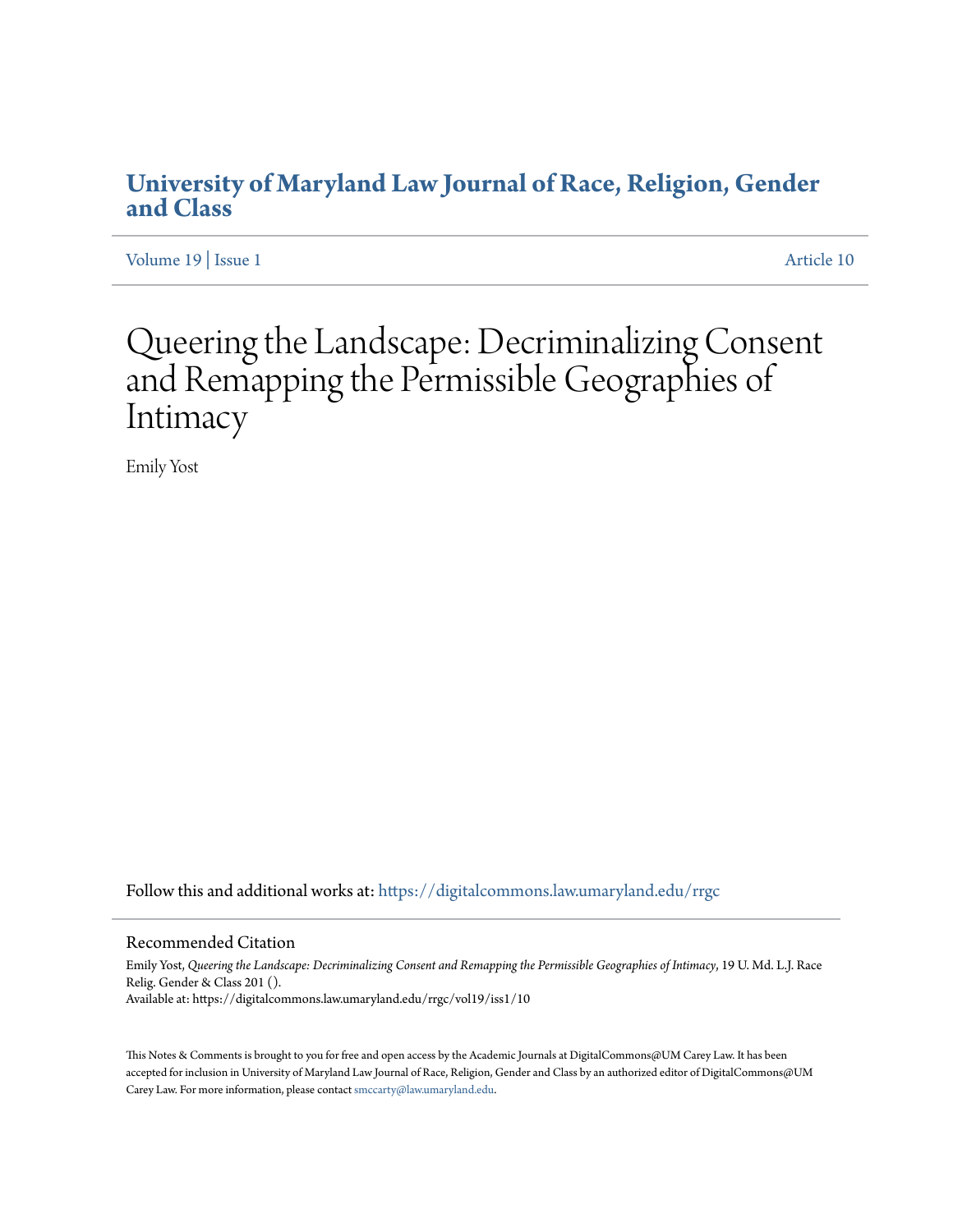# University of Maryland Law Journal of Race, Religion, Gender and Class

Volume 19 | Issue 1 Article 10

# Queering the Landscape: Decriminalizing Consent and Remapping the Permissible Geographies of Intimacy

Emily Yost

Follow this and additional works at: https://digitalcommons.law.umaryland.edu/rrgc

## Recommended Citation

Emily Yost, *Queering the Landscape: Decriminalizing Consent and Remapping the Permissible Geographies of Intimacy*, 19 U. Md. L.J. Race Relig. Gender & Class 201 ().
Available at: https://digitalcommons.law.umaryland.edu/rrgc/vol19/iss1/10

This Notes & Comments is brought to you for free and open access by the Academic Journals at DigitalCommons@UM Carey Law. It has been accepted for inclusion in University of Maryland Law Journal of Race, Religion, Gender and Class by an authorized editor of DigitalCommons@UM Carey Law. For more information, please contact smccarty@law.umaryland.edu.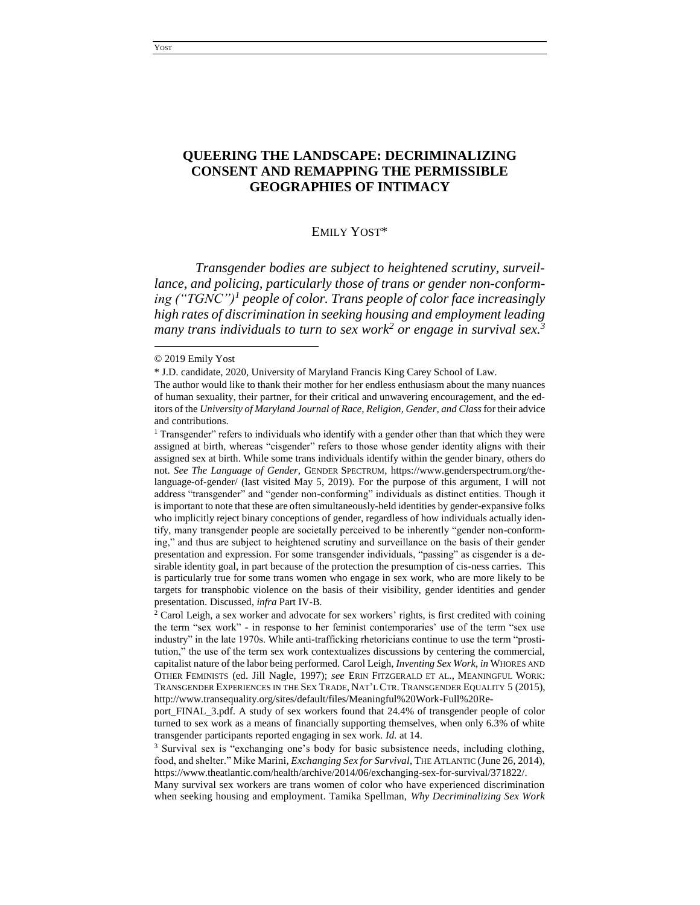# QUEERING THE LANDSCAPE: DECRIMINALIZING CONSENT AND REMAPPING THE PERMISSIBLE GEOGRAPHIES OF INTIMACY

EMILY YOST*

*Transgender bodies are subject to heightened scrutiny, surveillance, and policing, particularly those of trans or gender non-conforming ("TGNC")*[1] *people of color. Trans people of color face increasingly high rates of discrimination in seeking housing and employment leading many trans individuals to turn to sex work*[2] *or engage in survival sex.*[3]

---

© 2019 Emily Yost

\* J.D. candidate, 2020, University of Maryland Francis King Carey School of Law.

The author would like to thank their mother for her endless enthusiasm about the many nuances of human sexuality, their partner, for their critical and unwavering encouragement, and the editors of the *University of Maryland Journal of Race, Religion, Gender, and Class* for their advice and contributions.

[1] Transgender" refers to individuals who identify with a gender other than that which they were assigned at birth, whereas "cisgender" refers to those whose gender identity aligns with their assigned sex at birth. While some trans individuals identify within the gender binary, others do not. *See The Language of Gender*, GENDER SPECTRUM, https://www.genderspectrum.org/the-language-of-gender/ (last visited May 5, 2019). For the purpose of this argument, I will not address "transgender" and "gender non-conforming" individuals as distinct entities. Though it is important to note that these are often simultaneously-held identities by gender-expansive folks who implicitly reject binary conceptions of gender, regardless of how individuals actually identify, many transgender people are societally perceived to be inherently "gender non-conforming," and thus are subject to heightened scrutiny and surveillance on the basis of their gender presentation and expression. For some transgender individuals, "passing" as cisgender is a desirable identity goal, in part because of the protection the presumption of cis-ness carries. This is particularly true for some trans women who engage in sex work, who are more likely to be targets for transphobic violence on the basis of their visibility, gender identities and gender presentation. Discussed, *infra* Part IV-B.

[2] Carol Leigh, a sex worker and advocate for sex workers' rights, is first credited with coining the term "sex work" - in response to her feminist contemporaries' use of the term "sex use industry" in the late 1970s. While anti-trafficking rhetoricians continue to use the term "prostitution," the use of the term sex work contextualizes discussions by centering the commercial, capitalist nature of the labor being performed. Carol Leigh, *Inventing Sex Work*, *in* WHORES AND OTHER FEMINISTS (ed. Jill Nagle, 1997); *see* ERIN FITZGERALD ET AL., MEANINGFUL WORK: TRANSGENDER EXPERIENCES IN THE SEX TRADE, NAT'L CTR. TRANSGENDER EQUALITY 5 (2015), http://www.transequality.org/sites/default/files/Meaningful%20Work-Full%20Report_FINAL_3.pdf. A study of sex workers found that 24.4% of transgender people of color turned to sex work as a means of financially supporting themselves, when only 6.3% of white transgender participants reported engaging in sex work. *Id.* at 14.

[3] Survival sex is "exchanging one's body for basic subsistence needs, including clothing, food, and shelter." Mike Marini, *Exchanging Sex for Survival*, THE ATLANTIC (June 26, 2014), https://www.theatlantic.com/health/archive/2014/06/exchanging-sex-for-survival/371822/. Many survival sex workers are trans women of color who have experienced discrimination when seeking housing and employment. Tamika Spellman, *Why Decriminalizing Sex Work*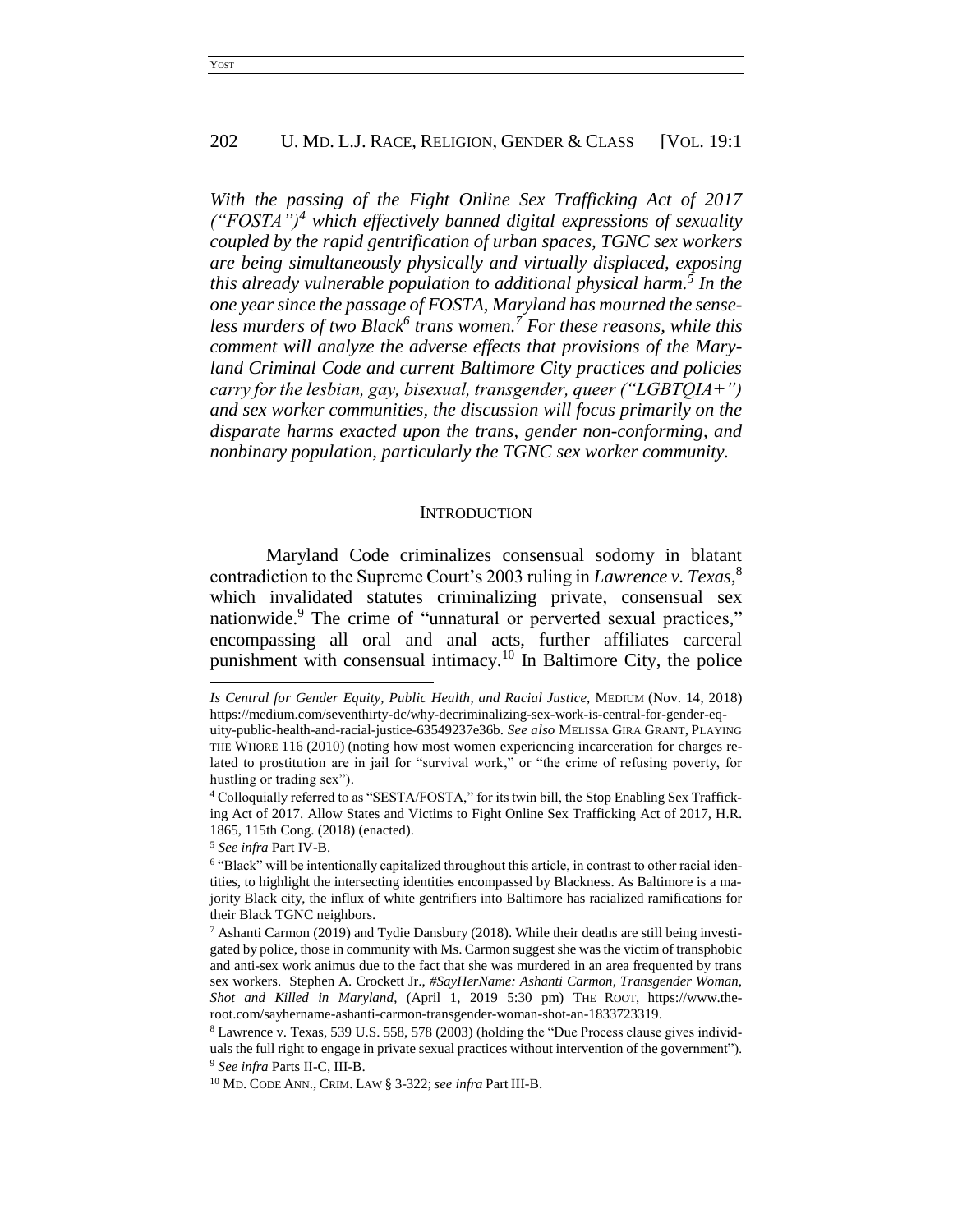*With the passing of the Fight Online Sex Trafficking Act of 2017 ("FOSTA")*[4] *which effectively banned digital expressions of sexuality coupled by the rapid gentrification of urban spaces, TGNC sex workers are being simultaneously physically and virtually displaced, exposing this already vulnerable population to additional physical harm.*[5] *In the one year since the passage of FOSTA, Maryland has mourned the senseless murders of two Black*[6] *trans women.*[7] *For these reasons, while this comment will analyze the adverse effects that provisions of the Maryland Criminal Code and current Baltimore City practices and policies carry for the lesbian, gay, bisexual, transgender, queer ("LGBTQIA+") and sex worker communities, the discussion will focus primarily on the disparate harms exacted upon the trans, gender non-conforming, and nonbinary population, particularly the TGNC sex worker community.*

## INTRODUCTION

Maryland Code criminalizes consensual sodomy in blatant contradiction to the Supreme Court's 2003 ruling in *Lawrence v. Texas*,[8] which invalidated statutes criminalizing private, consensual sex nationwide.[9] The crime of "unnatural or perverted sexual practices," encompassing all oral and anal acts, further affiliates carceral punishment with consensual intimacy.[10] In Baltimore City, the police

---

*Is Central for Gender Equity, Public Health, and Racial Justice*, MEDIUM (Nov. 14, 2018) https://medium.com/seventhirty-dc/why-decriminalizing-sex-work-is-central-for-gender-equity-public-health-and-racial-justice-63549237e36b. *See also* MELISSA GIRA GRANT, PLAYING THE WHORE 116 (2010) (noting how most women experiencing incarceration for charges related to prostitution are in jail for "survival work," or "the crime of refusing poverty, for hustling or trading sex").

[4] Colloquially referred to as "SESTA/FOSTA," for its twin bill, the Stop Enabling Sex Trafficking Act of 2017. Allow States and Victims to Fight Online Sex Trafficking Act of 2017, H.R. 1865, 115th Cong. (2018) (enacted).

[5] *See infra* Part IV-B.

[6] "Black" will be intentionally capitalized throughout this article, in contrast to other racial identities, to highlight the intersecting identities encompassed by Blackness. As Baltimore is a majority Black city, the influx of white gentrifiers into Baltimore has racialized ramifications for their Black TGNC neighbors.

[7] Ashanti Carmon (2019) and Tydie Dansbury (2018). While their deaths are still being investigated by police, those in community with Ms. Carmon suggest she was the victim of transphobic and anti-sex work animus due to the fact that she was murdered in an area frequented by trans sex workers. Stephen A. Crockett Jr., *#SayHerName: Ashanti Carmon, Transgender Woman, Shot and Killed in Maryland*, (April 1, 2019 5:30 pm) THE ROOT, https://www.theroot.com/sayhername-ashanti-carmon-transgender-woman-shot-an-1833723319.

[8] Lawrence v. Texas, 539 U.S. 558, 578 (2003) (holding the "Due Process clause gives individuals the full right to engage in private sexual practices without intervention of the government").

[9] *See infra* Parts II-C, III-B.

[10] MD. CODE ANN., CRIM. LAW § 3-322; *see infra* Part III-B.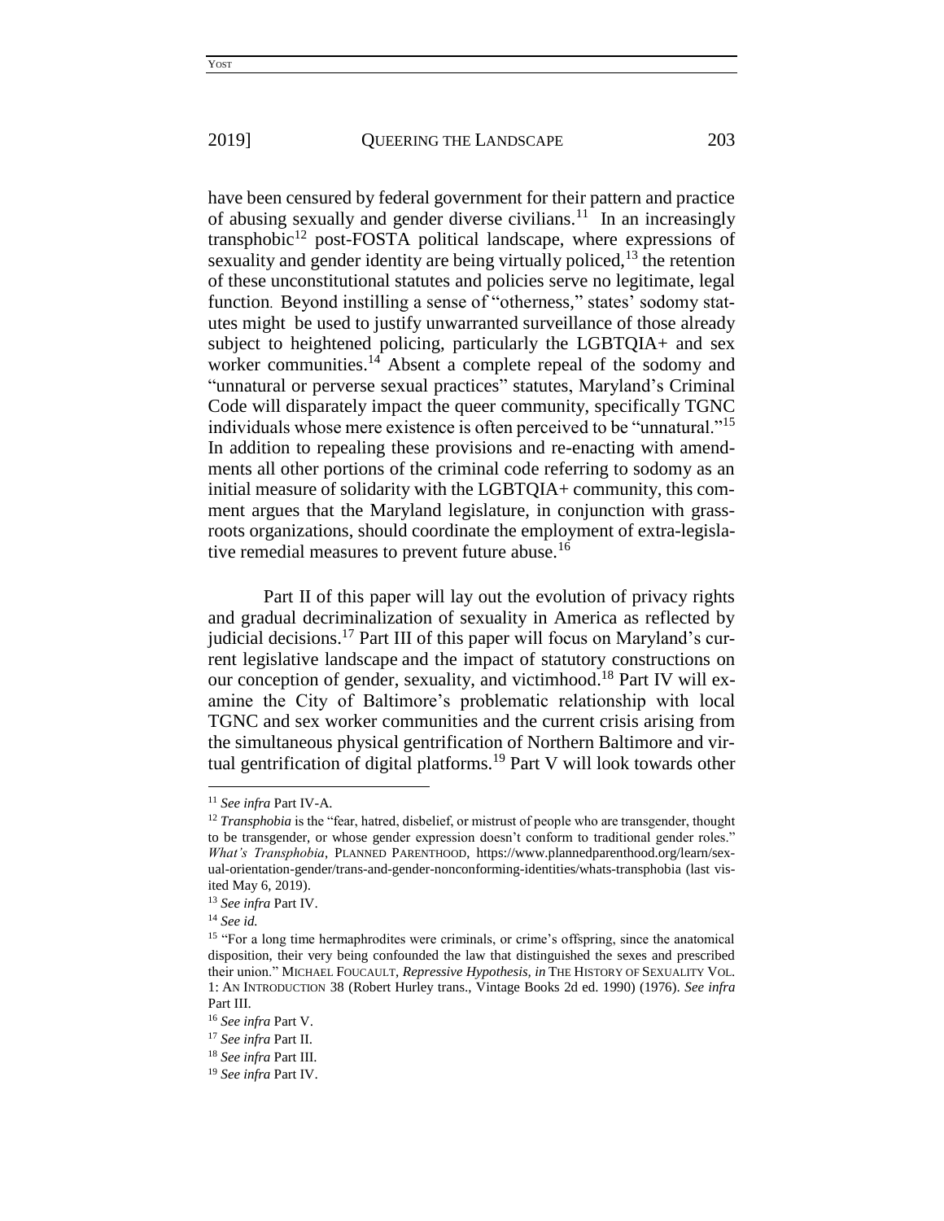have been censured by federal government for their pattern and practice of abusing sexually and gender diverse civilians.[11] In an increasingly transphobic[12] post-FOSTA political landscape, where expressions of sexuality and gender identity are being virtually policed,[13] the retention of these unconstitutional statutes and policies serve no legitimate, legal function. Beyond instilling a sense of "otherness," states' sodomy statutes might be used to justify unwarranted surveillance of those already subject to heightened policing, particularly the LGBTQIA+ and sex worker communities.[14] Absent a complete repeal of the sodomy and "unnatural or perverse sexual practices" statutes, Maryland's Criminal Code will disparately impact the queer community, specifically TGNC individuals whose mere existence is often perceived to be "unnatural."[15] In addition to repealing these provisions and re-enacting with amendments all other portions of the criminal code referring to sodomy as an initial measure of solidarity with the LGBTQIA+ community, this comment argues that the Maryland legislature, in conjunction with grassroots organizations, should coordinate the employment of extra-legislative remedial measures to prevent future abuse.[16]

Part II of this paper will lay out the evolution of privacy rights and gradual decriminalization of sexuality in America as reflected by judicial decisions.[17] Part III of this paper will focus on Maryland's current legislative landscape and the impact of statutory constructions on our conception of gender, sexuality, and victimhood.[18] Part IV will examine the City of Baltimore's problematic relationship with local TGNC and sex worker communities and the current crisis arising from the simultaneous physical gentrification of Northern Baltimore and virtual gentrification of digital platforms.[19] Part V will look towards other

---

[11] *See infra* Part IV-A.

[12] *Transphobia* is the "fear, hatred, disbelief, or mistrust of people who are transgender, thought to be transgender, or whose gender expression doesn't conform to traditional gender roles." *What's Transphobia*, PLANNED PARENTHOOD, https://www.plannedparenthood.org/learn/sexual-orientation-gender/trans-and-gender-nonconforming-identities/whats-transphobia (last visited May 6, 2019).

[13] *See infra* Part IV.

[14] *See id.*

[15] "For a long time hermaphrodites were criminals, or crime's offspring, since the anatomical disposition, their very being confounded the law that distinguished the sexes and prescribed their union." MICHAEL FOUCAULT, *Repressive Hypothesis, in* THE HISTORY OF SEXUALITY VOL. 1: AN INTRODUCTION 38 (Robert Hurley trans., Vintage Books 2d ed. 1990) (1976). *See infra* Part III.

[16] *See infra* Part V.

[17] *See infra* Part II.

[18] *See infra* Part III.

[19] *See infra* Part IV.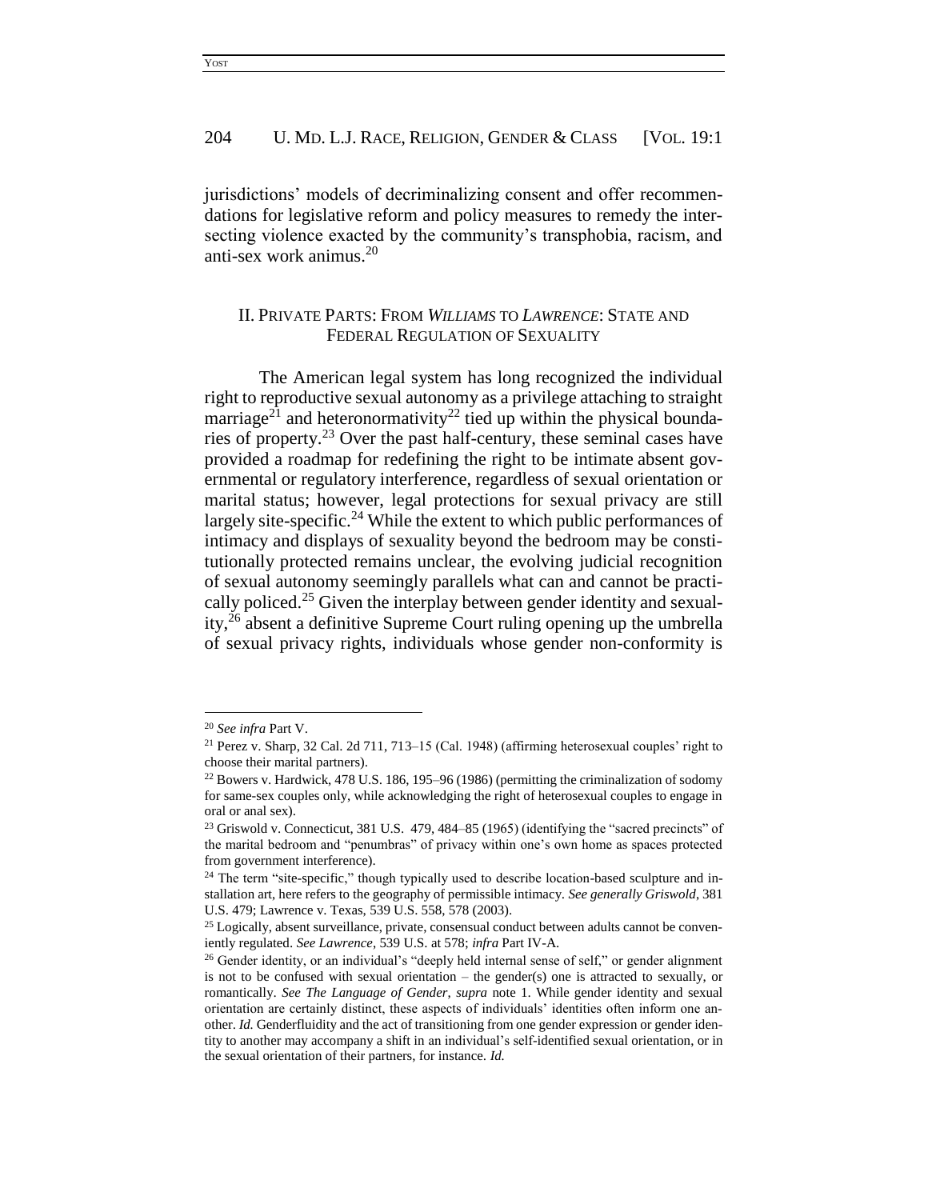jurisdictions' models of decriminalizing consent and offer recommendations for legislative reform and policy measures to remedy the intersecting violence exacted by the community's transphobia, racism, and anti-sex work animus.[20]

## II. PRIVATE PARTS: FROM *WILLIAMS* TO *LAWRENCE*: STATE AND FEDERAL REGULATION OF SEXUALITY

The American legal system has long recognized the individual right to reproductive sexual autonomy as a privilege attaching to straight marriage[21] and heteronormativity[22] tied up within the physical boundaries of property.[23] Over the past half-century, these seminal cases have provided a roadmap for redefining the right to be intimate absent governmental or regulatory interference, regardless of sexual orientation or marital status; however, legal protections for sexual privacy are still largely site-specific.[24] While the extent to which public performances of intimacy and displays of sexuality beyond the bedroom may be constitutionally protected remains unclear, the evolving judicial recognition of sexual autonomy seemingly parallels what can and cannot be practically policed.[25] Given the interplay between gender identity and sexuality,[26] absent a definitive Supreme Court ruling opening up the umbrella of sexual privacy rights, individuals whose gender non-conformity is

---

[20] *See infra* Part V.

[21] Perez v. Sharp, 32 Cal. 2d 711, 713–15 (Cal. 1948) (affirming heterosexual couples' right to choose their marital partners).

[22] Bowers v. Hardwick, 478 U.S. 186, 195–96 (1986) (permitting the criminalization of sodomy for same-sex couples only, while acknowledging the right of heterosexual couples to engage in oral or anal sex).

[23] Griswold v. Connecticut, 381 U.S. 479, 484–85 (1965) (identifying the "sacred precincts" of the marital bedroom and "penumbras" of privacy within one's own home as spaces protected from government interference).

[24] The term "site-specific," though typically used to describe location-based sculpture and installation art, here refers to the geography of permissible intimacy. *See generally Griswold*, 381 U.S. 479; Lawrence v. Texas, 539 U.S. 558, 578 (2003).

[25] Logically, absent surveillance, private, consensual conduct between adults cannot be conveniently regulated. *See Lawrence*, 539 U.S. at 578; *infra* Part IV-A.

[26] Gender identity, or an individual's "deeply held internal sense of self," or gender alignment is not to be confused with sexual orientation – the gender(s) one is attracted to sexually, or romantically. *See The Language of Gender*, *supra* note 1. While gender identity and sexual orientation are certainly distinct, these aspects of individuals' identities often inform one another. *Id.* Genderfluidity and the act of transitioning from one gender expression or gender identity to another may accompany a shift in an individual's self-identified sexual orientation, or in the sexual orientation of their partners, for instance. *Id.*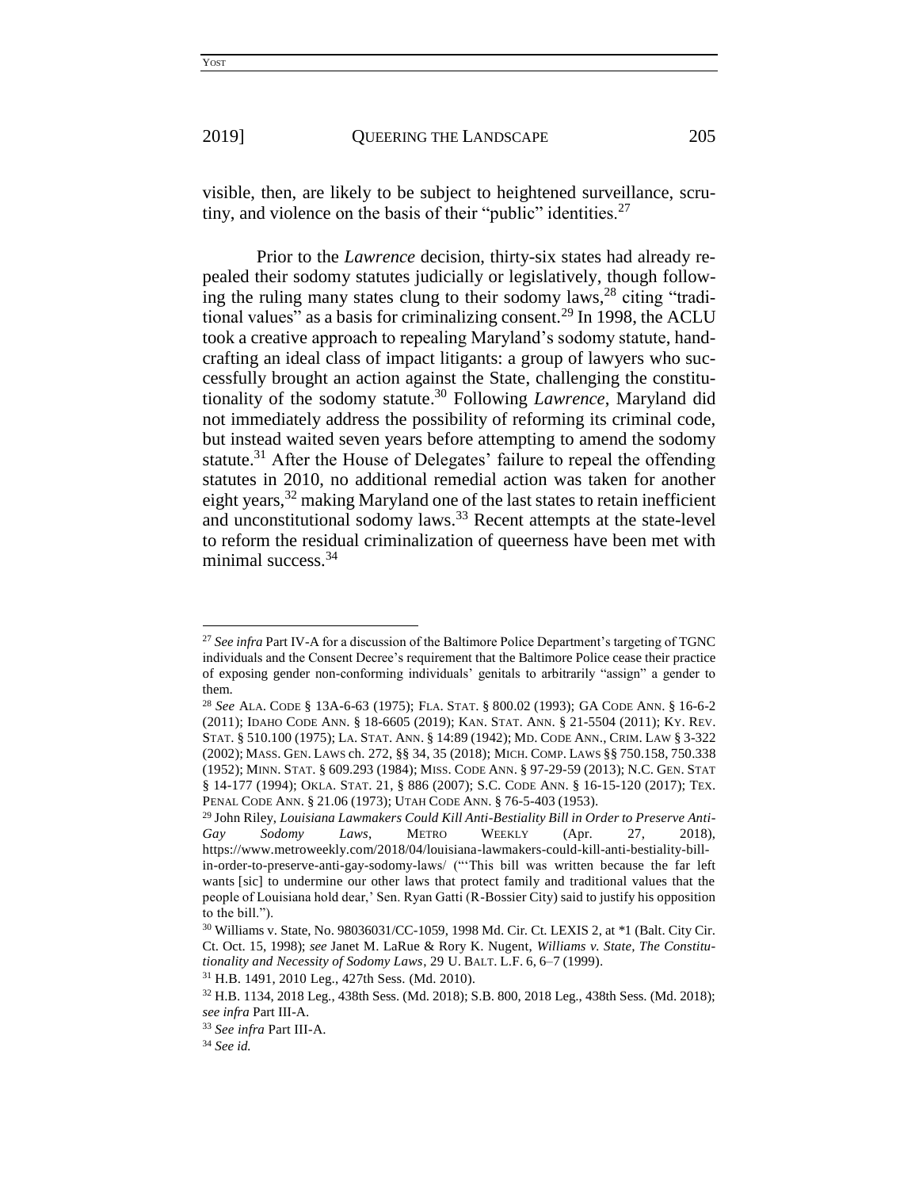visible, then, are likely to be subject to heightened surveillance, scrutiny, and violence on the basis of their "public" identities.[27]

Prior to the *Lawrence* decision, thirty-six states had already repealed their sodomy statutes judicially or legislatively, though following the ruling many states clung to their sodomy laws,[28] citing "traditional values" as a basis for criminalizing consent.[29] In 1998, the ACLU took a creative approach to repealing Maryland's sodomy statute, handcrafting an ideal class of impact litigants: a group of lawyers who successfully brought an action against the State, challenging the constitutionality of the sodomy statute.[30] Following *Lawrence*, Maryland did not immediately address the possibility of reforming its criminal code, but instead waited seven years before attempting to amend the sodomy statute.[31] After the House of Delegates' failure to repeal the offending statutes in 2010, no additional remedial action was taken for another eight years,[32] making Maryland one of the last states to retain inefficient and unconstitutional sodomy laws.[33] Recent attempts at the state-level to reform the residual criminalization of queerness have been met with minimal success.[34]

---

[27] *See infra* Part IV-A for a discussion of the Baltimore Police Department's targeting of TGNC individuals and the Consent Decree's requirement that the Baltimore Police cease their practice of exposing gender non-conforming individuals' genitals to arbitrarily "assign" a gender to them.

[28] *See* ALA. CODE § 13A-6-63 (1975); FLA. STAT. § 800.02 (1993); GA CODE ANN. § 16-6-2 (2011); IDAHO CODE ANN. § 18-6605 (2019); KAN. STAT. ANN. § 21-5504 (2011); KY. REV. STAT. § 510.100 (1975); LA. STAT. ANN. § 14:89 (1942); MD. CODE ANN., CRIM. LAW § 3-322 (2002); MASS. GEN. LAWS ch. 272, §§ 34, 35 (2018); MICH. COMP. LAWS §§ 750.158, 750.338 (1952); MINN. STAT. § 609.293 (1984); MISS. CODE ANN. § 97-29-59 (2013); N.C. GEN. STAT § 14-177 (1994); OKLA. STAT. 21, § 886 (2007); S.C. CODE ANN. § 16-15-120 (2017); TEX. PENAL CODE ANN. § 21.06 (1973); UTAH CODE ANN. § 76-5-403 (1953).

[29] John Riley, *Louisiana Lawmakers Could Kill Anti-Bestiality Bill in Order to Preserve Anti-Gay Sodomy Laws*, METRO WEEKLY (Apr. 27, 2018), https://www.metroweekly.com/2018/04/louisiana-lawmakers-could-kill-anti-bestiality-bill-in-order-to-preserve-anti-gay-sodomy-laws/ ("'This bill was written because the far left wants [sic] to undermine our other laws that protect family and traditional values that the people of Louisiana hold dear,' Sen. Ryan Gatti (R-Bossier City) said to justify his opposition to the bill.").

[30] Williams v. State, No. 98036031/CC-1059, 1998 Md. Cir. Ct. LEXIS 2, at *1 (Balt. City Cir. Ct. Oct. 15, 1998); *see* Janet M. LaRue & Rory K. Nugent, *Williams v. State, The Constitutionality and Necessity of Sodomy Laws*, 29 U. BALT. L.F. 6, 6–7 (1999).

[31] H.B. 1491, 2010 Leg., 427th Sess. (Md. 2010).

[32] H.B. 1134, 2018 Leg., 438th Sess. (Md. 2018); S.B. 800, 2018 Leg., 438th Sess. (Md. 2018); *see infra* Part III-A.

[33] *See infra* Part III-A.

[34] *See id.*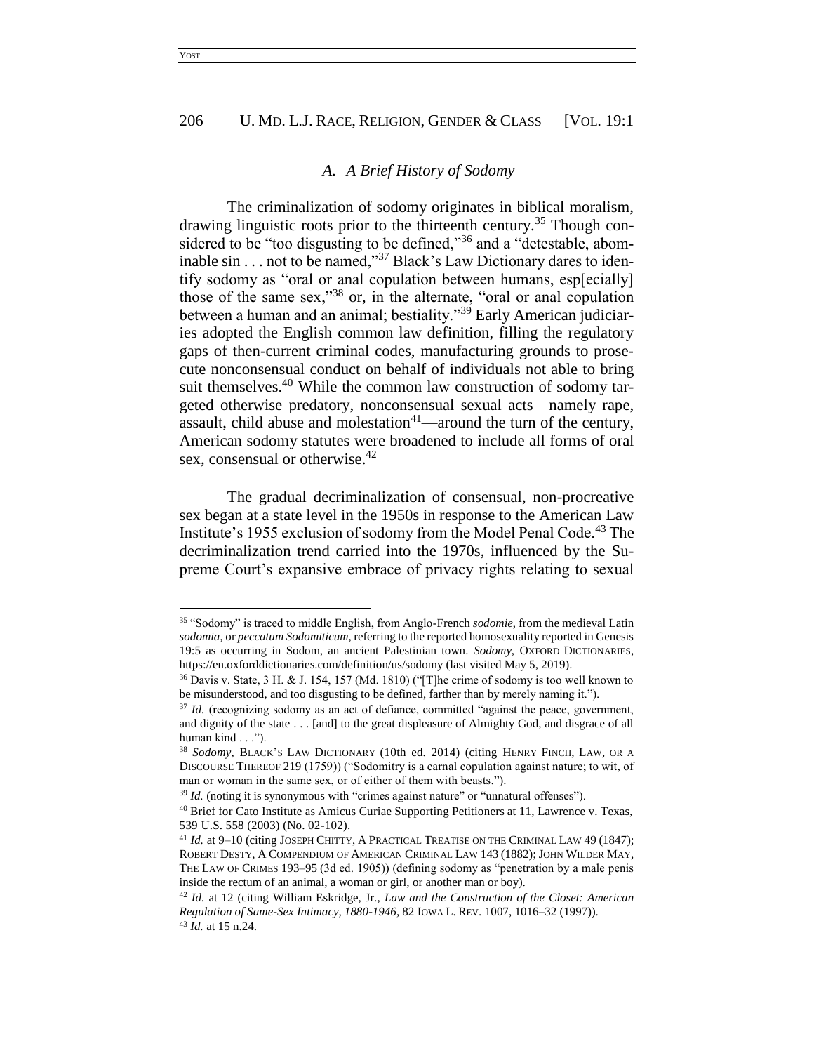### A. A Brief History of Sodomy

The criminalization of sodomy originates in biblical moralism, drawing linguistic roots prior to the thirteenth century.[35] Though considered to be "too disgusting to be defined,"[36] and a "detestable, abominable sin . . . not to be named,"[37] Black's Law Dictionary dares to identify sodomy as "oral or anal copulation between humans, esp[ecially] those of the same sex,"[38] or, in the alternate, "oral or anal copulation between a human and an animal; bestiality."[39] Early American judiciaries adopted the English common law definition, filling the regulatory gaps of then-current criminal codes, manufacturing grounds to prosecute nonconsensual conduct on behalf of individuals not able to bring suit themselves.[40] While the common law construction of sodomy targeted otherwise predatory, nonconsensual sexual acts—namely rape, assault, child abuse and molestation[41]—around the turn of the century, American sodomy statutes were broadened to include all forms of oral sex, consensual or otherwise.[42]

The gradual decriminalization of consensual, non-procreative sex began at a state level in the 1950s in response to the American Law Institute's 1955 exclusion of sodomy from the Model Penal Code.[43] The decriminalization trend carried into the 1970s, influenced by the Supreme Court's expansive embrace of privacy rights relating to sexual

---

[35] "Sodomy" is traced to middle English, from Anglo-French *sodomie*, from the medieval Latin *sodomia*, or *peccatum Sodomiticum*, referring to the reported homosexuality reported in Genesis 19:5 as occurring in Sodom, an ancient Palestinian town. *Sodomy*, OXFORD DICTIONARIES, https://en.oxforddictionaries.com/definition/us/sodomy (last visited May 5, 2019).

[36] Davis v. State, 3 H. & J. 154, 157 (Md. 1810) ("[T]he crime of sodomy is too well known to be misunderstood, and too disgusting to be defined, farther than by merely naming it.").

[37] *Id.* (recognizing sodomy as an act of defiance, committed "against the peace, government, and dignity of the state . . . [and] to the great displeasure of Almighty God, and disgrace of all human kind . . .").

[38] *Sodomy*, BLACK'S LAW DICTIONARY (10th ed. 2014) (citing HENRY FINCH, LAW, OR A DISCOURSE THEREOF 219 (1759)) ("Sodomitry is a carnal copulation against nature; to wit, of man or woman in the same sex, or of either of them with beasts.").

[39] *Id.* (noting it is synonymous with "crimes against nature" or "unnatural offenses").

[40] Brief for Cato Institute as Amicus Curiae Supporting Petitioners at 11, Lawrence v. Texas, 539 U.S. 558 (2003) (No. 02-102).

[41] *Id.* at 9–10 (citing JOSEPH CHITTY, A PRACTICAL TREATISE ON THE CRIMINAL LAW 49 (1847); ROBERT DESTY, A COMPENDIUM OF AMERICAN CRIMINAL LAW 143 (1882); JOHN WILDER MAY, THE LAW OF CRIMES 193–95 (3d ed. 1905)) (defining sodomy as "penetration by a male penis inside the rectum of an animal, a woman or girl, or another man or boy).

[42] *Id.* at 12 (citing William Eskridge, Jr., *Law and the Construction of the Closet: American Regulation of Same-Sex Intimacy, 1880-1946*, 82 IOWA L. REV. 1007, 1016–32 (1997)).

[43] *Id.* at 15 n.24.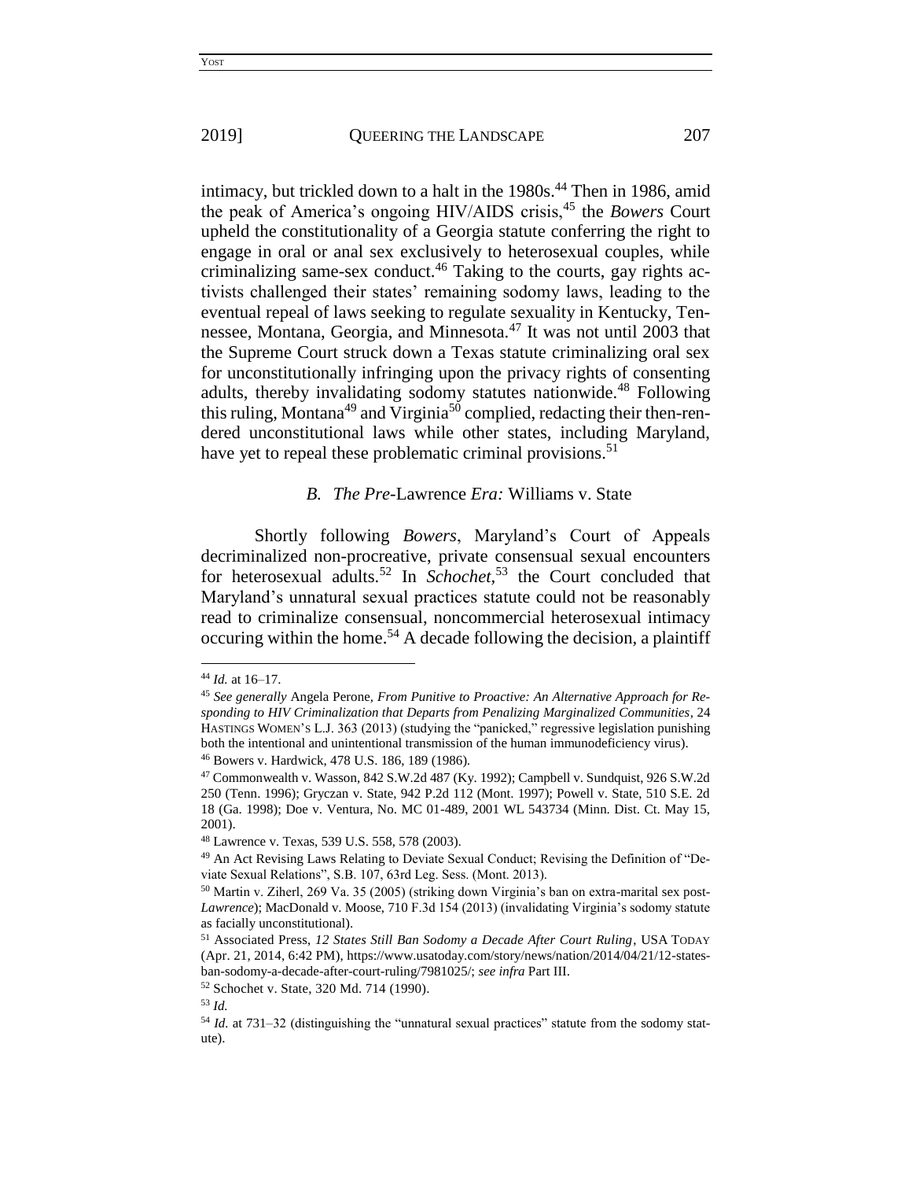intimacy, but trickled down to a halt in the 1980s.[44] Then in 1986, amid the peak of America's ongoing HIV/AIDS crisis,[45] the *Bowers* Court upheld the constitutionality of a Georgia statute conferring the right to engage in oral or anal sex exclusively to heterosexual couples, while criminalizing same-sex conduct.[46] Taking to the courts, gay rights activists challenged their states' remaining sodomy laws, leading to the eventual repeal of laws seeking to regulate sexuality in Kentucky, Tennessee, Montana, Georgia, and Minnesota.[47] It was not until 2003 that the Supreme Court struck down a Texas statute criminalizing oral sex for unconstitutionally infringing upon the privacy rights of consenting adults, thereby invalidating sodomy statutes nationwide.[48] Following this ruling, Montana[49] and Virginia[50] complied, redacting their then-rendered unconstitutional laws while other states, including Maryland, have yet to repeal these problematic criminal provisions.[51]

### *B. The Pre-*Lawrence *Era:* Williams v. State

Shortly following *Bowers*, Maryland's Court of Appeals decriminalized non-procreative, private consensual sexual encounters for heterosexual adults.[52] In *Schochet*,[53] the Court concluded that Maryland's unnatural sexual practices statute could not be reasonably read to criminalize consensual, noncommercial heterosexual intimacy occuring within the home.[54] A decade following the decision, a plaintiff

---

[44] *Id.* at 16–17.

[45] *See generally* Angela Perone, *From Punitive to Proactive: An Alternative Approach for Responding to HIV Criminalization that Departs from Penalizing Marginalized Communities*, 24 HASTINGS WOMEN'S L.J. 363 (2013) (studying the "panicked," regressive legislation punishing both the intentional and unintentional transmission of the human immunodeficiency virus).

[46] Bowers v. Hardwick, 478 U.S. 186, 189 (1986).

[47] Commonwealth v. Wasson, 842 S.W.2d 487 (Ky. 1992); Campbell v. Sundquist, 926 S.W.2d 250 (Tenn. 1996); Gryczan v. State, 942 P.2d 112 (Mont. 1997); Powell v. State, 510 S.E. 2d 18 (Ga. 1998); Doe v. Ventura, No. MC 01-489, 2001 WL 543734 (Minn. Dist. Ct. May 15, 2001).

[48] Lawrence v. Texas, 539 U.S. 558, 578 (2003).

[49] An Act Revising Laws Relating to Deviate Sexual Conduct; Revising the Definition of "Deviate Sexual Relations", S.B. 107, 63rd Leg. Sess. (Mont. 2013).

[50] Martin v. Ziherl, 269 Va. 35 (2005) (striking down Virginia's ban on extra-marital sex post-*Lawrence*); MacDonald v. Moose, 710 F.3d 154 (2013) (invalidating Virginia's sodomy statute as facially unconstitutional).

[51] Associated Press, *12 States Still Ban Sodomy a Decade After Court Ruling*, USA TODAY (Apr. 21, 2014, 6:42 PM), https://www.usatoday.com/story/news/nation/2014/04/21/12-states-ban-sodomy-a-decade-after-court-ruling/7981025/; *see infra* Part III.

[52] Schochet v. State, 320 Md. 714 (1990).

[53] *Id.*

[54] *Id.* at 731–32 (distinguishing the "unnatural sexual practices" statute from the sodomy statute).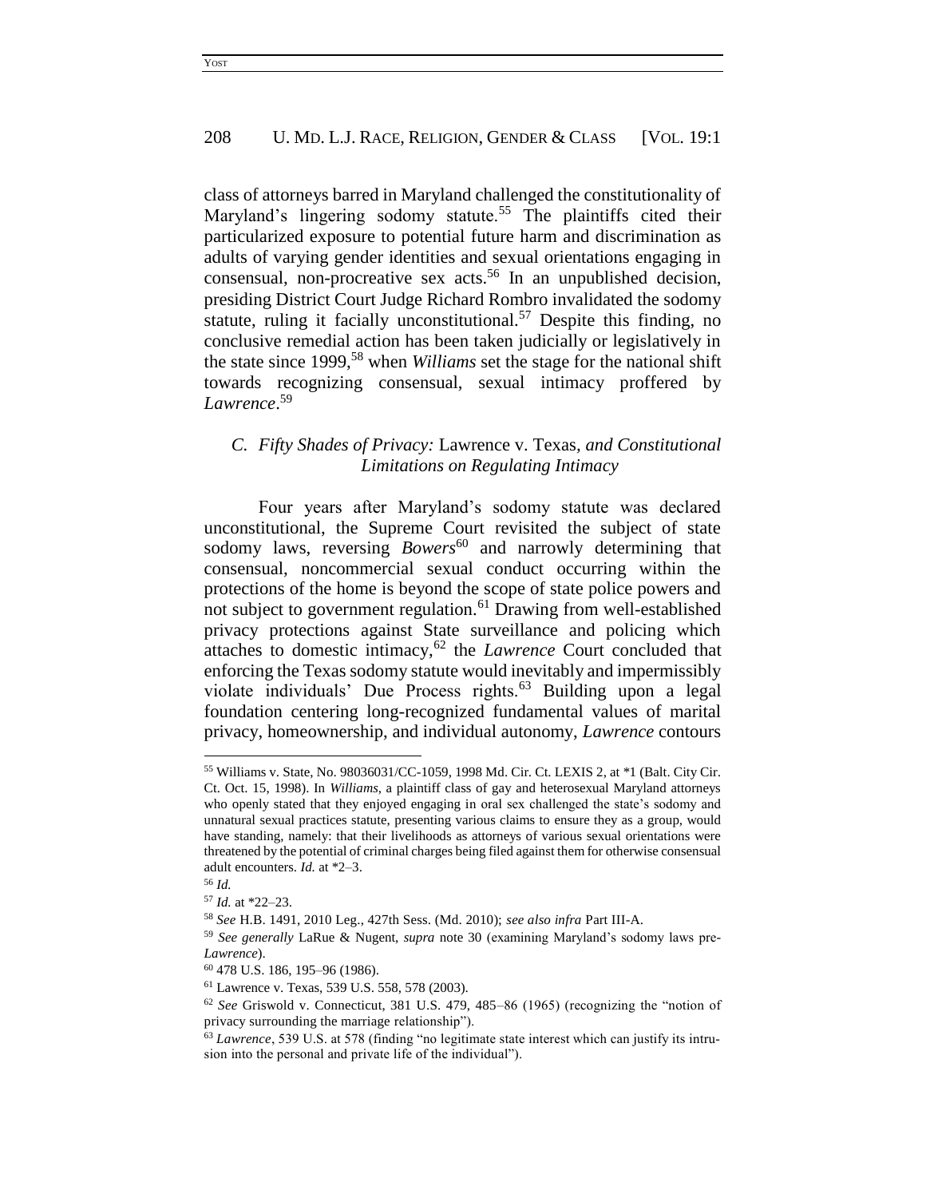class of attorneys barred in Maryland challenged the constitutionality of Maryland's lingering sodomy statute.[55] The plaintiffs cited their particularized exposure to potential future harm and discrimination as adults of varying gender identities and sexual orientations engaging in consensual, non-procreative sex acts.[56] In an unpublished decision, presiding District Court Judge Richard Rombro invalidated the sodomy statute, ruling it facially unconstitutional.[57] Despite this finding, no conclusive remedial action has been taken judicially or legislatively in the state since 1999,[58] when *Williams* set the stage for the national shift towards recognizing consensual, sexual intimacy proffered by *Lawrence*.[59]

### *C. Fifty Shades of Privacy:* Lawrence v. Texas*, and Constitutional Limitations on Regulating Intimacy*

Four years after Maryland's sodomy statute was declared unconstitutional, the Supreme Court revisited the subject of state sodomy laws, reversing *Bowers*[60] and narrowly determining that consensual, noncommercial sexual conduct occurring within the protections of the home is beyond the scope of state police powers and not subject to government regulation.[61] Drawing from well-established privacy protections against State surveillance and policing which attaches to domestic intimacy,[62] the *Lawrence* Court concluded that enforcing the Texas sodomy statute would inevitably and impermissibly violate individuals' Due Process rights.[63] Building upon a legal foundation centering long-recognized fundamental values of marital privacy, homeownership, and individual autonomy, *Lawrence* contours

---

[55] Williams v. State, No. 98036031/CC-1059, 1998 Md. Cir. Ct. LEXIS 2, at *1 (Balt. City Cir. Ct. Oct. 15, 1998). In *Williams*, a plaintiff class of gay and heterosexual Maryland attorneys who openly stated that they enjoyed engaging in oral sex challenged the state's sodomy and unnatural sexual practices statute, presenting various claims to ensure they as a group, would have standing, namely: that their livelihoods as attorneys of various sexual orientations were threatened by the potential of criminal charges being filed against them for otherwise consensual adult encounters. *Id.* at *2–3.

[56] *Id.*

[57] *Id.* at *22–23.

[58] *See* H.B. 1491, 2010 Leg., 427th Sess. (Md. 2010); *see also infra* Part III-A.

[59] *See generally* LaRue & Nugent, *supra* note 30 (examining Maryland's sodomy laws pre-*Lawrence*).

[60] 478 U.S. 186, 195–96 (1986).

[61] Lawrence v. Texas, 539 U.S. 558, 578 (2003).

[62] *See* Griswold v. Connecticut, 381 U.S. 479, 485–86 (1965) (recognizing the "notion of privacy surrounding the marriage relationship").

[63] *Lawrence*, 539 U.S. at 578 (finding "no legitimate state interest which can justify its intrusion into the personal and private life of the individual").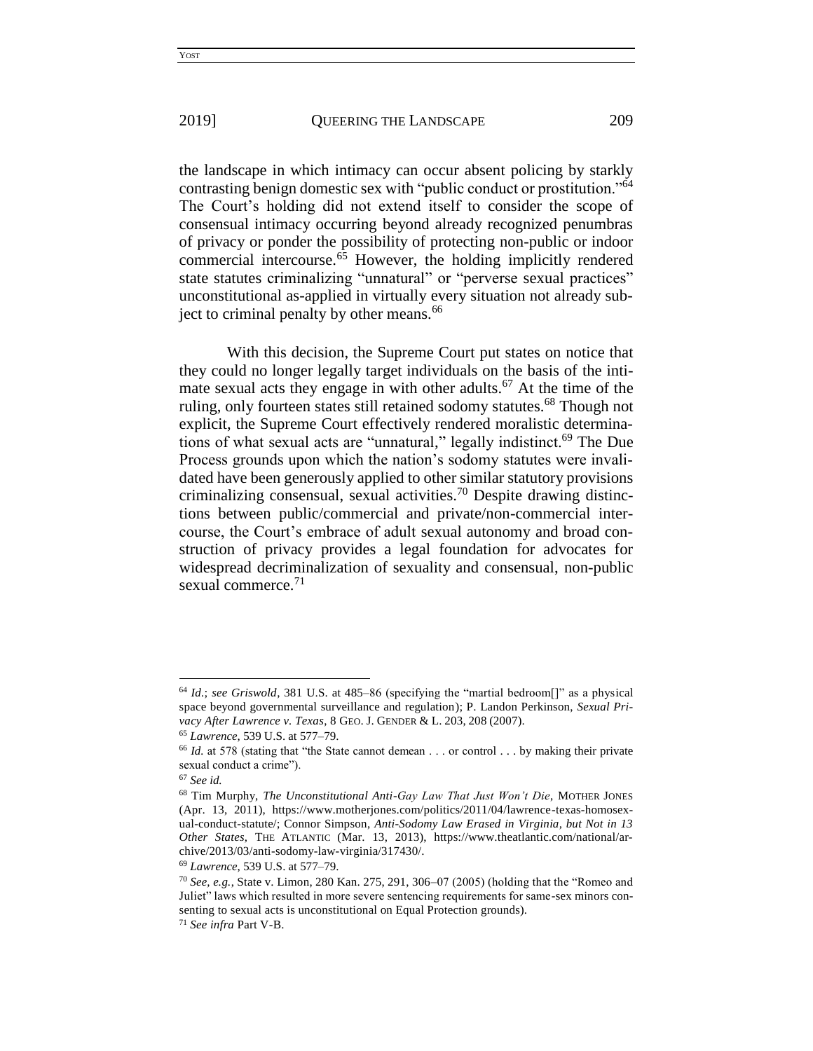the landscape in which intimacy can occur absent policing by starkly contrasting benign domestic sex with "public conduct or prostitution."[64] The Court's holding did not extend itself to consider the scope of consensual intimacy occurring beyond already recognized penumbras of privacy or ponder the possibility of protecting non-public or indoor commercial intercourse.[65] However, the holding implicitly rendered state statutes criminalizing "unnatural" or "perverse sexual practices" unconstitutional as-applied in virtually every situation not already subject to criminal penalty by other means.[66]

With this decision, the Supreme Court put states on notice that they could no longer legally target individuals on the basis of the intimate sexual acts they engage in with other adults.[67] At the time of the ruling, only fourteen states still retained sodomy statutes.[68] Though not explicit, the Supreme Court effectively rendered moralistic determinations of what sexual acts are "unnatural," legally indistinct.[69] The Due Process grounds upon which the nation's sodomy statutes were invalidated have been generously applied to other similar statutory provisions criminalizing consensual, sexual activities.[70] Despite drawing distinctions between public/commercial and private/non-commercial intercourse, the Court's embrace of adult sexual autonomy and broad construction of privacy provides a legal foundation for advocates for widespread decriminalization of sexuality and consensual, non-public sexual commerce.[71]

---

[64] *Id.*; *see Griswold*, 381 U.S. at 485–86 (specifying the "martial bedroom[]" as a physical space beyond governmental surveillance and regulation); P. Landon Perkinson, *Sexual Privacy After Lawrence v. Texas*, 8 GEO. J. GENDER & L. 203, 208 (2007).

[65] *Lawrence*, 539 U.S. at 577–79.

[66] *Id.* at 578 (stating that "the State cannot demean . . . or control . . . by making their private sexual conduct a crime").

[67] *See id.*

[68] Tim Murphy, *The Unconstitutional Anti-Gay Law That Just Won't Die*, MOTHER JONES (Apr. 13, 2011), https://www.motherjones.com/politics/2011/04/lawrence-texas-homosexual-conduct-statute/; Connor Simpson, *Anti-Sodomy Law Erased in Virginia, but Not in 13 Other States*, THE ATLANTIC (Mar. 13, 2013), https://www.theatlantic.com/national/archive/2013/03/anti-sodomy-law-virginia/317430/.

[69] *Lawrence*, 539 U.S. at 577–79.

[70] *See, e.g.*, State v. Limon, 280 Kan. 275, 291, 306–07 (2005) (holding that the "Romeo and Juliet" laws which resulted in more severe sentencing requirements for same-sex minors consenting to sexual acts is unconstitutional on Equal Protection grounds).

[71] *See infra* Part V-B.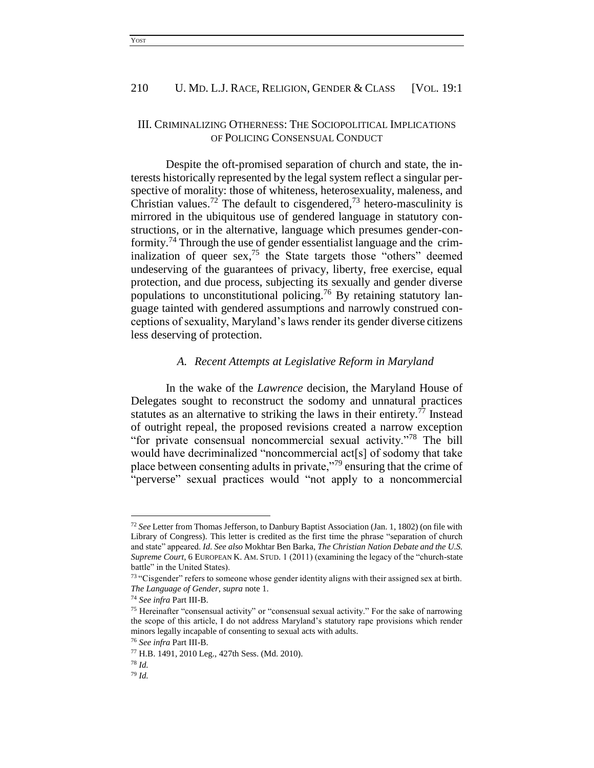## III. CRIMINALIZING OTHERNESS: THE SOCIOPOLITICAL IMPLICATIONS OF POLICING CONSENSUAL CONDUCT

Despite the oft-promised separation of church and state, the interests historically represented by the legal system reflect a singular perspective of morality: those of whiteness, heterosexuality, maleness, and Christian values.[72] The default to cisgendered,[73] hetero-masculinity is mirrored in the ubiquitous use of gendered language in statutory constructions, or in the alternative, language which presumes gender-conformity.[74] Through the use of gender essentialist language and the criminalization of queer sex,[75] the State targets those "others" deemed undeserving of the guarantees of privacy, liberty, free exercise, equal protection, and due process, subjecting its sexually and gender diverse populations to unconstitutional policing.[76] By retaining statutory language tainted with gendered assumptions and narrowly construed conceptions of sexuality, Maryland's laws render its gender diverse citizens less deserving of protection.

### *A. Recent Attempts at Legislative Reform in Maryland*

In the wake of the *Lawrence* decision, the Maryland House of Delegates sought to reconstruct the sodomy and unnatural practices statutes as an alternative to striking the laws in their entirety.[77] Instead of outright repeal, the proposed revisions created a narrow exception "for private consensual noncommercial sexual activity."[78] The bill would have decriminalized "noncommercial act[s] of sodomy that take place between consenting adults in private,"[79] ensuring that the crime of "perverse" sexual practices would "not apply to a noncommercial

---

[72] *See* Letter from Thomas Jefferson, to Danbury Baptist Association (Jan. 1, 1802) (on file with Library of Congress). This letter is credited as the first time the phrase "separation of church and state" appeared. *Id. See also* Mokhtar Ben Barka, *The Christian Nation Debate and the U.S. Supreme Court*, 6 EUROPEAN K. AM. STUD. 1 (2011) (examining the legacy of the "church-state battle" in the United States).

[73] "Cisgender" refers to someone whose gender identity aligns with their assigned sex at birth. *The Language of Gender*, *supra* note 1.

[74] *See infra* Part III-B.

[75] Hereinafter "consensual activity" or "consensual sexual activity." For the sake of narrowing the scope of this article, I do not address Maryland's statutory rape provisions which render minors legally incapable of consenting to sexual acts with adults.

[76] *See infra* Part III-B.

[77] H.B. 1491, 2010 Leg., 427th Sess. (Md. 2010).

[78] *Id.*

[79] *Id.*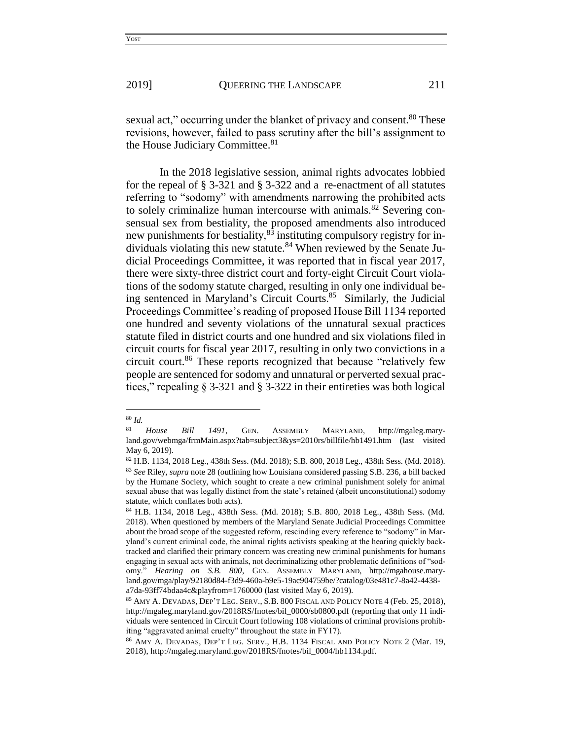sexual act," occurring under the blanket of privacy and consent.[80] These revisions, however, failed to pass scrutiny after the bill's assignment to the House Judiciary Committee.[81]

In the 2018 legislative session, animal rights advocates lobbied for the repeal of § 3-321 and § 3-322 and a re-enactment of all statutes referring to "sodomy" with amendments narrowing the prohibited acts to solely criminalize human intercourse with animals.[82] Severing consensual sex from bestiality, the proposed amendments also introduced new punishments for bestiality,[83] instituting compulsory registry for individuals violating this new statute.[84] When reviewed by the Senate Judicial Proceedings Committee, it was reported that in fiscal year 2017, there were sixty-three district court and forty-eight Circuit Court violations of the sodomy statute charged, resulting in only one individual being sentenced in Maryland's Circuit Courts.[85] Similarly, the Judicial Proceedings Committee's reading of proposed House Bill 1134 reported one hundred and seventy violations of the unnatural sexual practices statute filed in district courts and one hundred and six violations filed in circuit courts for fiscal year 2017, resulting in only two convictions in a circuit court.[86] These reports recognized that because "relatively few people are sentenced for sodomy and unnatural or perverted sexual practices," repealing § 3-321 and § 3-322 in their entireties was both logical

---

[80] *Id.*

[81] *House Bill 1491*, GEN. ASSEMBLY MARYLAND, http://mgaleg.maryland.gov/webmga/frmMain.aspx?tab=subject3&ys=2010rs/billfile/hb1491.htm (last visited May 6, 2019).

[82] H.B. 1134, 2018 Leg., 438th Sess. (Md. 2018); S.B. 800, 2018 Leg., 438th Sess. (Md. 2018).

[83] *See* Riley, *supra* note 28 (outlining how Louisiana considered passing S.B. 236, a bill backed by the Humane Society, which sought to create a new criminal punishment solely for animal sexual abuse that was legally distinct from the state's retained (albeit unconstitutional) sodomy statute, which conflates both acts).

[84] H.B. 1134, 2018 Leg., 438th Sess. (Md. 2018); S.B. 800, 2018 Leg., 438th Sess. (Md. 2018). When questioned by members of the Maryland Senate Judicial Proceedings Committee about the broad scope of the suggested reform, rescinding every reference to "sodomy" in Maryland's current criminal code, the animal rights activists speaking at the hearing quickly backtracked and clarified their primary concern was creating new criminal punishments for humans engaging in sexual acts with animals, not decriminalizing other problematic definitions of "sodomy." *Hearing on S.B. 800*, GEN. ASSEMBLY MARYLAND, http://mgahouse.maryland.gov/mga/play/92180d84-f3d9-460a-b9e5-19ac904759be/?catalog/03e481c7-8a42-4438-a7da-93ff74bdaa4c&playfrom=1760000 (last visited May 6, 2019).

[85] AMY A. DEVADAS, DEP'T LEG. SERV., S.B. 800 FISCAL AND POLICY NOTE 4 (Feb. 25, 2018), http://mgaleg.maryland.gov/2018RS/fnotes/bil_0000/sb0800.pdf (reporting that only 11 individuals were sentenced in Circuit Court following 108 violations of criminal provisions prohibiting "aggravated animal cruelty" throughout the state in FY17).

[86] AMY A. DEVADAS, DEP'T LEG. SERV., H.B. 1134 FISCAL AND POLICY NOTE 2 (Mar. 19, 2018), http://mgaleg.maryland.gov/2018RS/fnotes/bil_0004/hb1134.pdf.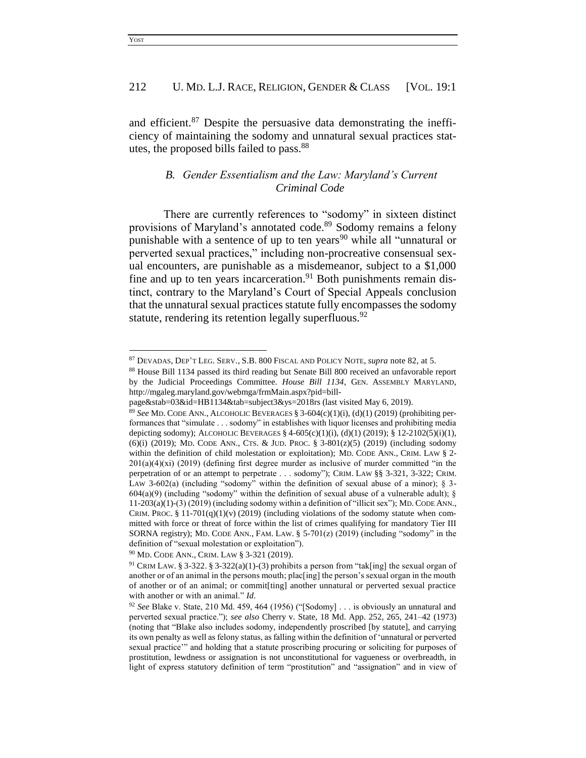and efficient.[87] Despite the persuasive data demonstrating the inefficiency of maintaining the sodomy and unnatural sexual practices statutes, the proposed bills failed to pass.[88]

### *B. Gender Essentialism and the Law: Maryland's Current Criminal Code*

There are currently references to "sodomy" in sixteen distinct provisions of Maryland's annotated code.[89] Sodomy remains a felony punishable with a sentence of up to ten years[90] while all "unnatural or perverted sexual practices," including non-procreative consensual sexual encounters, are punishable as a misdemeanor, subject to a $1,000 fine and up to ten years incarceration.[91] Both punishments remain distinct, contrary to the Maryland's Court of Special Appeals conclusion that the unnatural sexual practices statute fully encompasses the sodomy statute, rendering its retention legally superfluous.[92]

---

[87] DEVADAS, DEP'T LEG. SERV., S.B. 800 FISCAL AND POLICY NOTE, *supra* note 82, at 5.

[88] House Bill 1134 passed its third reading but Senate Bill 800 received an unfavorable report by the Judicial Proceedings Committee. *House Bill 1134*, GEN. ASSEMBLY MARYLAND, http://mgaleg.maryland.gov/webmga/frmMain.aspx?pid=bill-page&stab=03&id=HB1134&tab=subject3&ys=2018rs (last visited May 6, 2019).

[89] *See* MD. CODE ANN., ALCOHOLIC BEVERAGES § 3-604(c)(1)(i), (d)(1) (2019) (prohibiting performances that "simulate . . . sodomy" in establishes with liquor licenses and prohibiting media depicting sodomy); ALCOHOLIC BEVERAGES § 4-605(c)(1)(i), (d)(1) (2019); § 12-2102(5)(i)(1), (6)(i) (2019); MD. CODE ANN., CTS. & JUD. PROC. § 3-801(z)(5) (2019) (including sodomy within the definition of child molestation or exploitation); MD. CODE ANN., CRIM. LAW § 2-201(a)(4)(xi) (2019) (defining first degree murder as inclusive of murder committed "in the perpetration of or an attempt to perpetrate . . . sodomy"); CRIM. LAW §§ 3-321, 3-322; CRIM. LAW 3-602(a) (including "sodomy" within the definition of sexual abuse of a minor); § 3-604(a)(9) (including "sodomy" within the definition of sexual abuse of a vulnerable adult); § 11-203(a)(1)-(3) (2019) (including sodomy within a definition of "illicit sex"); MD. CODE ANN., CRIM. PROC. § 11-701(q)(1)(v) (2019) (including violations of the sodomy statute when committed with force or threat of force within the list of crimes qualifying for mandatory Tier III SORNA registry); MD. CODE ANN., FAM. LAW. § 5-701(z) (2019) (including "sodomy" in the definition of "sexual molestation or exploitation").

[90] MD. CODE ANN., CRIM. LAW § 3-321 (2019).

[91] CRIM LAW. § 3-322. § 3-322(a)(1)-(3) prohibits a person from "tak[ing] the sexual organ of another or of an animal in the persons mouth; plac[ing] the person's sexual organ in the mouth of another or of an animal; or commit[ting] another unnatural or perverted sexual practice with another or with an animal." *Id*.

[92] *See* Blake v. State, 210 Md. 459, 464 (1956) ("[Sodomy] . . . is obviously an unnatural and perverted sexual practice."); *see also* Cherry v. State, 18 Md. App. 252, 265, 241–42 (1973) (noting that "Blake also includes sodomy, independently proscribed [by statute], and carrying its own penalty as well as felony status, as falling within the definition of 'unnatural or perverted sexual practice'" and holding that a statute proscribing procuring or soliciting for purposes of prostitution, lewdness or assignation is not unconstitutional for vagueness or overbreadth, in light of express statutory definition of term "prostitution" and "assignation" and in view of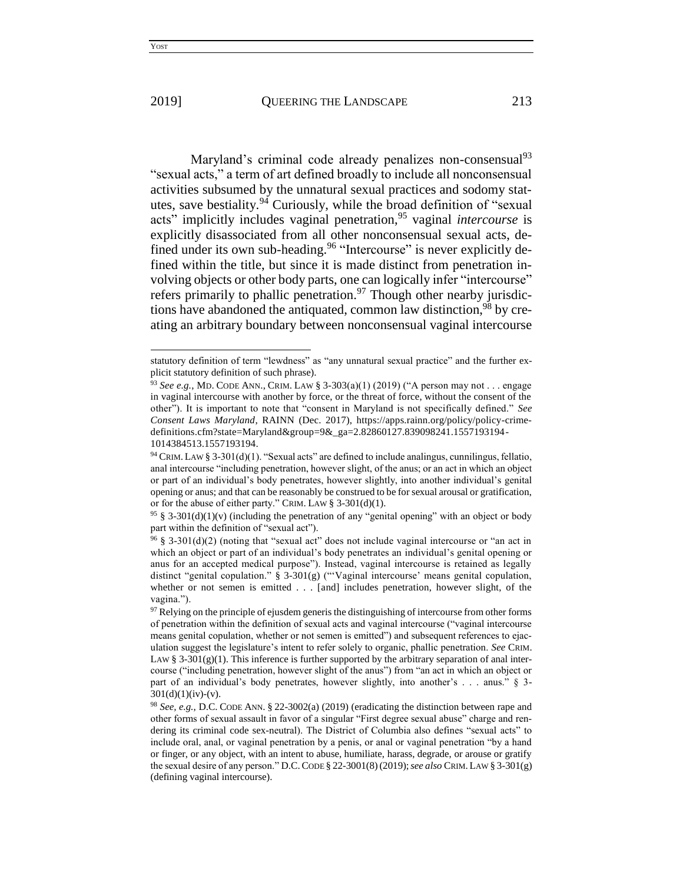Maryland's criminal code already penalizes non-consensual[93] "sexual acts," a term of art defined broadly to include all nonconsensual activities subsumed by the unnatural sexual practices and sodomy statutes, save bestiality.[94] Curiously, while the broad definition of "sexual acts" implicitly includes vaginal penetration,[95] vaginal *intercourse* is explicitly disassociated from all other nonconsensual sexual acts, defined under its own sub-heading.[96] "Intercourse" is never explicitly defined within the title, but since it is made distinct from penetration involving objects or other body parts, one can logically infer "intercourse" refers primarily to phallic penetration.[97] Though other nearby jurisdictions have abandoned the antiquated, common law distinction,[98] by creating an arbitrary boundary between nonconsensual vaginal intercourse

---

statutory definition of term "lewdness" as "any unnatural sexual practice" and the further explicit statutory definition of such phrase).

[93] *See e.g.*, MD. CODE ANN., CRIM. LAW § 3-303(a)(1) (2019) ("A person may not . . . engage in vaginal intercourse with another by force, or the threat of force, without the consent of the other"). It is important to note that "consent in Maryland is not specifically defined." *See Consent Laws Maryland*, RAINN (Dec. 2017), https://apps.rainn.org/policy/policy-crime-definitions.cfm?state=Maryland&group=9&_ga=2.82860127.839098241.1557193194-1014384513.1557193194.

[94] CRIM. LAW § 3-301(d)(1). "Sexual acts" are defined to include analingus, cunnilingus, fellatio, anal intercourse "including penetration, however slight, of the anus; or an act in which an object or part of an individual's body penetrates, however slightly, into another individual's genital opening or anus; and that can be reasonably be construed to be for sexual arousal or gratification, or for the abuse of either party." CRIM. LAW § 3-301(d)(1).

[95] § 3-301(d)(1)(v) (including the penetration of any "genital opening" with an object or body part within the definition of "sexual act").

[96] § 3-301(d)(2) (noting that "sexual act" does not include vaginal intercourse or "an act in which an object or part of an individual's body penetrates an individual's genital opening or anus for an accepted medical purpose"). Instead, vaginal intercourse is retained as legally distinct "genital copulation." § 3-301(g) ("'Vaginal intercourse' means genital copulation, whether or not semen is emitted . . . [and] includes penetration, however slight, of the vagina.").

[97] Relying on the principle of ejusdem generis the distinguishing of intercourse from other forms of penetration within the definition of sexual acts and vaginal intercourse ("vaginal intercourse means genital copulation, whether or not semen is emitted") and subsequent references to ejaculation suggest the legislature's intent to refer solely to organic, phallic penetration. *See* CRIM. LAW § 3-301(g)(1). This inference is further supported by the arbitrary separation of anal intercourse ("including penetration, however slight of the anus") from "an act in which an object or part of an individual's body penetrates, however slightly, into another's . . . anus." § 3-301(d)(1)(iv)-(v).

[98] *See, e.g.*, D.C. CODE ANN. § 22-3002(a) (2019) (eradicating the distinction between rape and other forms of sexual assault in favor of a singular "First degree sexual abuse" charge and rendering its criminal code sex-neutral). The District of Columbia also defines "sexual acts" to include oral, anal, or vaginal penetration by a penis, or anal or vaginal penetration "by a hand or finger, or any object, with an intent to abuse, humiliate, harass, degrade, or arouse or gratify the sexual desire of any person." D.C. CODE § 22-3001(8) (2019); *see also* CRIM. LAW § 3-301(g) (defining vaginal intercourse).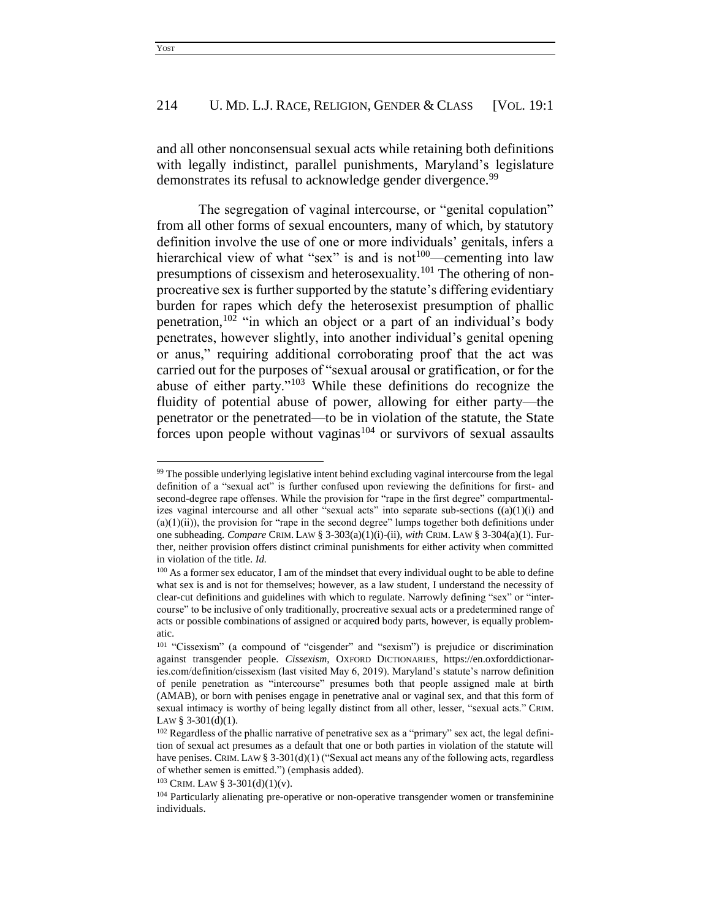and all other nonconsensual sexual acts while retaining both definitions with legally indistinct, parallel punishments, Maryland's legislature demonstrates its refusal to acknowledge gender divergence.[99]

The segregation of vaginal intercourse, or "genital copulation" from all other forms of sexual encounters, many of which, by statutory definition involve the use of one or more individuals' genitals, infers a hierarchical view of what "sex" is and is not[100]—cementing into law presumptions of cissexism and heterosexuality.[101] The othering of non-procreative sex is further supported by the statute's differing evidentiary burden for rapes which defy the heterosexist presumption of phallic penetration,[102] "in which an object or a part of an individual's body penetrates, however slightly, into another individual's genital opening or anus," requiring additional corroborating proof that the act was carried out for the purposes of "sexual arousal or gratification, or for the abuse of either party."[103] While these definitions do recognize the fluidity of potential abuse of power, allowing for either party—the penetrator or the penetrated—to be in violation of the statute, the State forces upon people without vaginas[104] or survivors of sexual assaults

---

[99] The possible underlying legislative intent behind excluding vaginal intercourse from the legal definition of a "sexual act" is further confused upon reviewing the definitions for first- and second-degree rape offenses. While the provision for "rape in the first degree" compartmentalizes vaginal intercourse and all other "sexual acts" into separate sub-sections ((a)(1)(i) and (a)(1)(ii)), the provision for "rape in the second degree" lumps together both definitions under one subheading. *Compare* CRIM. LAW § 3-303(a)(1)(i)-(ii), *with* CRIM. LAW § 3-304(a)(1). Further, neither provision offers distinct criminal punishments for either activity when committed in violation of the title. *Id.*

[100] As a former sex educator, I am of the mindset that every individual ought to be able to define what sex is and is not for themselves; however, as a law student, I understand the necessity of clear-cut definitions and guidelines with which to regulate. Narrowly defining "sex" or "intercourse" to be inclusive of only traditionally, procreative sexual acts or a predetermined range of acts or possible combinations of assigned or acquired body parts, however, is equally problematic.

[101] "Cissexism" (a compound of "cisgender" and "sexism") is prejudice or discrimination against transgender people. *Cissexism*, OXFORD DICTIONARIES, https://en.oxforddictionaries.com/definition/cissexism (last visited May 6, 2019). Maryland's statute's narrow definition of penile penetration as "intercourse" presumes both that people assigned male at birth (AMAB), or born with penises engage in penetrative anal or vaginal sex, and that this form of sexual intimacy is worthy of being legally distinct from all other, lesser, "sexual acts." CRIM. LAW § 3-301(d)(1).

[102] Regardless of the phallic narrative of penetrative sex as a "primary" sex act, the legal definition of sexual act presumes as a default that one or both parties in violation of the statute will have penises. CRIM. LAW § 3-301(d)(1) ("Sexual act means any of the following acts, regardless of whether semen is emitted.") (emphasis added).

[103] CRIM. LAW § 3-301(d)(1)(v).

[104] Particularly alienating pre-operative or non-operative transgender women or transfeminine individuals.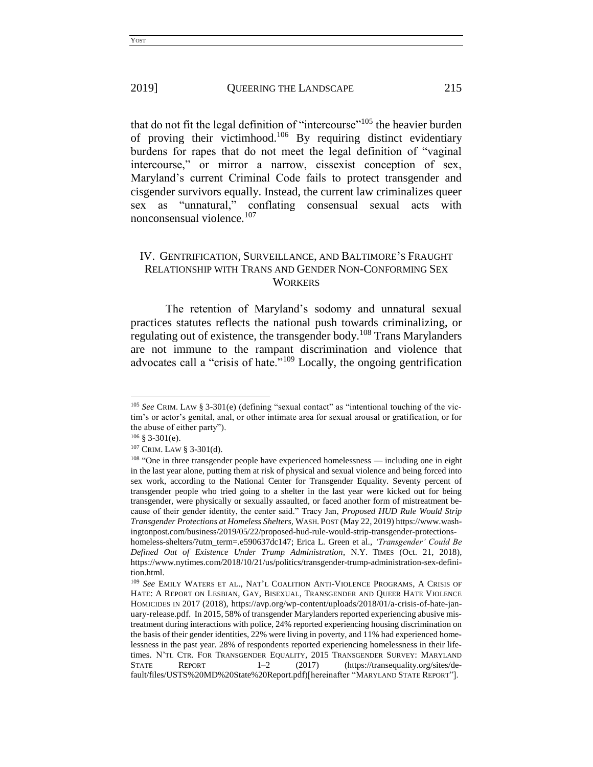that do not fit the legal definition of "intercourse"[105] the heavier burden of proving their victimhood.[106] By requiring distinct evidentiary burdens for rapes that do not meet the legal definition of "vaginal intercourse," or mirror a narrow, cissexist conception of sex, Maryland's current Criminal Code fails to protect transgender and cisgender survivors equally. Instead, the current law criminalizes queer sex as "unnatural," conflating consensual sexual acts with nonconsensual violence.[107]

## IV. GENTRIFICATION, SURVEILLANCE, AND BALTIMORE'S FRAUGHT RELATIONSHIP WITH TRANS AND GENDER NON-CONFORMING SEX WORKERS

The retention of Maryland's sodomy and unnatural sexual practices statutes reflects the national push towards criminalizing, or regulating out of existence, the transgender body.[108] Trans Marylanders are not immune to the rampant discrimination and violence that advocates call a "crisis of hate."[109] Locally, the ongoing gentrification

---

[105] *See* CRIM. LAW § 3-301(e) (defining "sexual contact" as "intentional touching of the victim's or actor's genital, anal, or other intimate area for sexual arousal or gratification, or for the abuse of either party").

[106] § 3-301(e).

[107] CRIM. LAW § 3-301(d).

[108] "One in three transgender people have experienced homelessness — including one in eight in the last year alone, putting them at risk of physical and sexual violence and being forced into sex work, according to the National Center for Transgender Equality. Seventy percent of transgender people who tried going to a shelter in the last year were kicked out for being transgender, were physically or sexually assaulted, or faced another form of mistreatment because of their gender identity, the center said." Tracy Jan, ***Proposed HUD Rule Would Strip Transgender Protections at Homeless Shelters***, WASH. POST (May 22, 2019) https://www.washingtonpost.com/business/2019/05/22/proposed-hud-rule-would-strip-transgender-protections-homeless-shelters/?utm_term=.e590637dc147; Erica L. Green et al., *'Transgender' Could Be Defined Out of Existence Under Trump Administration*, N.Y. TIMES (Oct. 21, 2018), https://www.nytimes.com/2018/10/21/us/politics/transgender-trump-administration-sex-definition.html.

[109] *See* EMILY WATERS ET AL., NAT'L COALITION ANTI-VIOLENCE PROGRAMS, A CRISIS OF HATE: A REPORT ON LESBIAN, GAY, BISEXUAL, TRANSGENDER AND QUEER HATE VIOLENCE HOMICIDES IN 2017 (2018), https://avp.org/wp-content/uploads/2018/01/a-crisis-of-hate-january-release.pdf. In 2015, 58% of transgender Marylanders reported experiencing abusive mistreatment during interactions with police, 24% reported experiencing housing discrimination on the basis of their gender identities, 22% were living in poverty, and 11% had experienced homelessness in the past year. 28% of respondents reported experiencing homelessness in their lifetimes. N'TL CTR. FOR TRANSGENDER EQUALITY, 2015 TRANSGENDER SURVEY: MARYLAND STATE REPORT 1–2 (2017) (https://transequality.org/sites/default/files/USTS%20MD%20State%20Report.pdf)[hereinafter "MARYLAND STATE REPORT"].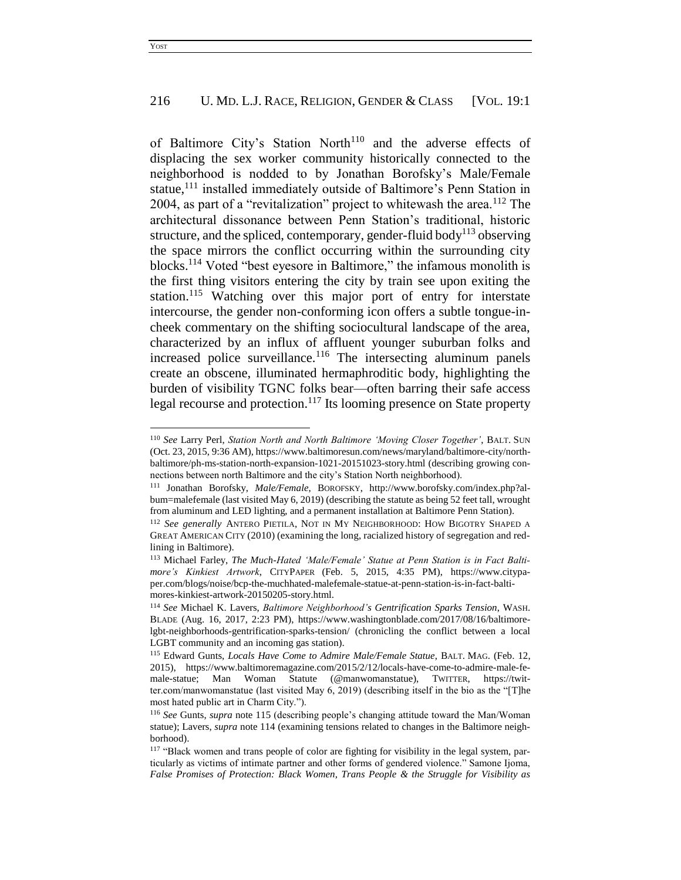of Baltimore City's Station North[110] and the adverse effects of displacing the sex worker community historically connected to the neighborhood is nodded to by Jonathan Borofsky's Male/Female statue,[111] installed immediately outside of Baltimore's Penn Station in 2004, as part of a "revitalization" project to whitewash the area.[112] The architectural dissonance between Penn Station's traditional, historic structure, and the spliced, contemporary, gender-fluid body[113] observing the space mirrors the conflict occurring within the surrounding city blocks.[114] Voted "best eyesore in Baltimore," the infamous monolith is the first thing visitors entering the city by train see upon exiting the station.[115] Watching over this major port of entry for interstate intercourse, the gender non-conforming icon offers a subtle tongue-in-cheek commentary on the shifting sociocultural landscape of the area, characterized by an influx of affluent younger suburban folks and increased police surveillance.[116] The intersecting aluminum panels create an obscene, illuminated hermaphroditic body, highlighting the burden of visibility TGNC folks bear—often barring their safe access legal recourse and protection.[117] Its looming presence on State property

---

[110] *See* Larry Perl, *Station North and North Baltimore 'Moving Closer Together'*, BALT. SUN (Oct. 23, 2015, 9:36 AM), https://www.baltimoresun.com/news/maryland/baltimore-city/north-baltimore/ph-ms-station-north-expansion-1021-20151023-story.html (describing growing connections between north Baltimore and the city's Station North neighborhood).

[111] Jonathan Borofsky, *Male/Female*, BOROFSKY, http://www.borofsky.com/index.php?album=malefemale (last visited May 6, 2019) (describing the statute as being 52 feet tall, wrought from aluminum and LED lighting, and a permanent installation at Baltimore Penn Station).

[112] *See generally* ANTERO PIETILA, NOT IN MY NEIGHBORHOOD: HOW BIGOTRY SHAPED A GREAT AMERICAN CITY (2010) (examining the long, racialized history of segregation and redlining in Baltimore).

[113] Michael Farley, *The Much-Hated 'Male/Female' Statue at Penn Station is in Fact Baltimore's Kinkiest Artwork*, CITYPAPER (Feb. 5, 2015, 4:35 PM), https://www.citypaper.com/blogs/noise/bcp-the-muchhated-malefemale-statue-at-penn-station-is-in-fact-baltimores-kinkiest-artwork-20150205-story.html.

[114] *See* Michael K. Lavers, *Baltimore Neighborhood's Gentrification Sparks Tension*, WASH. BLADE (Aug. 16, 2017, 2:23 PM), https://www.washingtonblade.com/2017/08/16/baltimore-lgbt-neighborhoods-gentrification-sparks-tension/ (chronicling the conflict between a local LGBT community and an incoming gas station).

[115] Edward Gunts, *Locals Have Come to Admire Male/Female Statue*, BALT. MAG. (Feb. 12, 2015), https://www.baltimoremagazine.com/2015/2/12/locals-have-come-to-admire-male-female-statue; Man Woman Statue (@manwomanstatue), TWITTER, https://twitter.com/manwomanstatue (last visited May 6, 2019) (describing itself in the bio as the "[T]he most hated public art in Charm City.").

[116] *See* Gunts, *supra* note 115 (describing people's changing attitude toward the Man/Woman statue); Lavers, *supra* note 114 (examining tensions related to changes in the Baltimore neighborhood).

[117] "Black women and trans people of color are fighting for visibility in the legal system, particularly as victims of intimate partner and other forms of gendered violence." Samone Ijoma, *False Promises of Protection: Black Women, Trans People & the Struggle for Visibility as*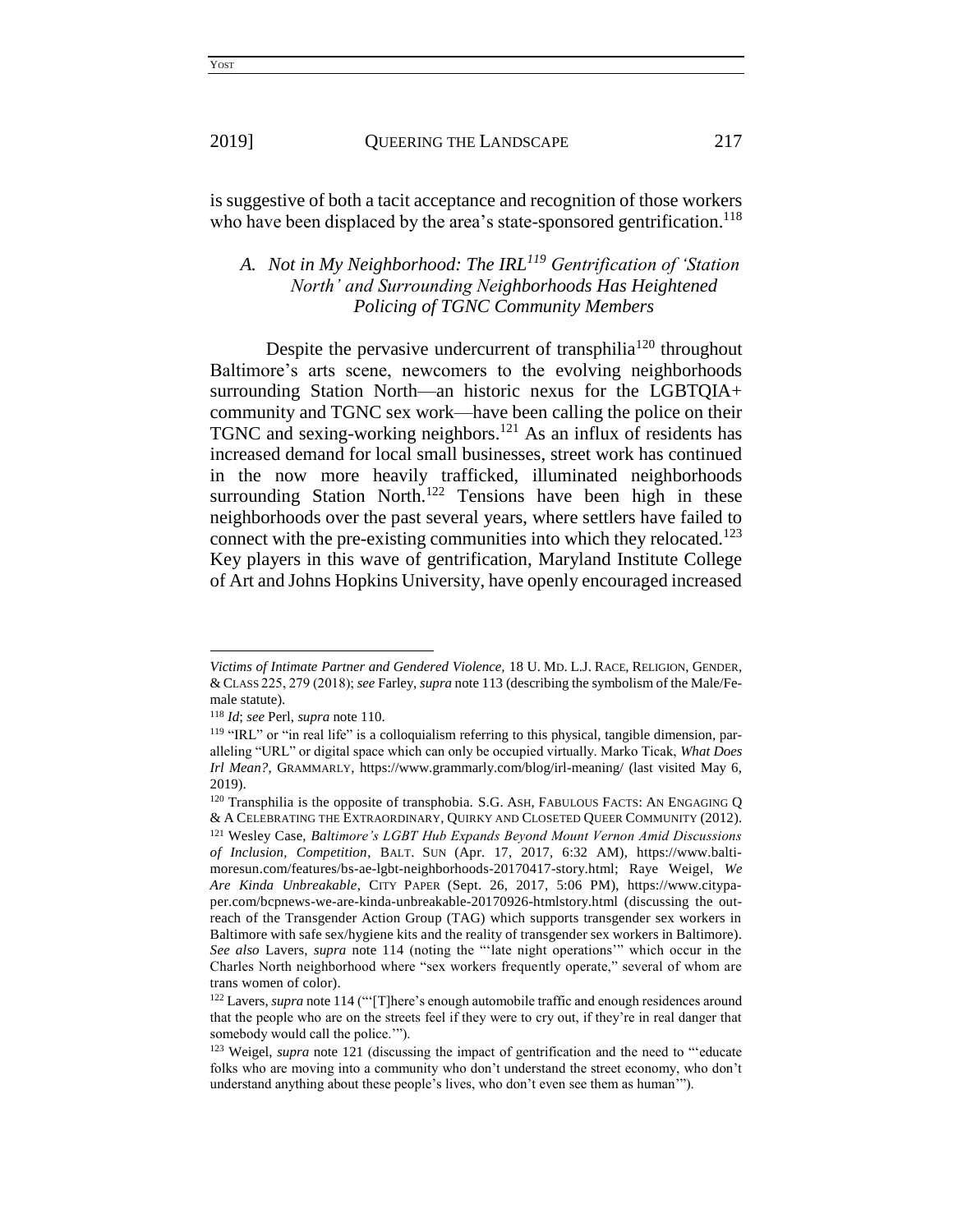is suggestive of both a tacit acceptance and recognition of those workers who have been displaced by the area's state-sponsored gentrification.[118]

### A. *Not in My Neighborhood: The IRL[119] Gentrification of 'Station North' and Surrounding Neighborhoods Has Heightened Policing of TGNC Community Members*

Despite the pervasive undercurrent of transphilia[120] throughout Baltimore's arts scene, newcomers to the evolving neighborhoods surrounding Station North—an historic nexus for the LGBTQIA+ community and TGNC sex work—have been calling the police on their TGNC and sexing-working neighbors.[121] As an influx of residents has increased demand for local small businesses, street work has continued in the now more heavily trafficked, illuminated neighborhoods surrounding Station North.[122] Tensions have been high in these neighborhoods over the past several years, where settlers have failed to connect with the pre-existing communities into which they relocated.[123] Key players in this wave of gentrification, Maryland Institute College of Art and Johns Hopkins University, have openly encouraged increased

---

*Victims of Intimate Partner and Gendered Violence*, 18 U. MD. L.J. RACE, RELIGION, GENDER, & CLASS 225, 279 (2018); *see* Farley, *supra* note 113 (describing the symbolism of the Male/Female statute).

[118] *Id*; *see* Perl, *supra* note 110.

[119] "IRL" or "in real life" is a colloquialism referring to this physical, tangible dimension, paralleling "URL" or digital space which can only be occupied virtually. Marko Ticak, *What Does Irl Mean?*, GRAMMARLY, https://www.grammarly.com/blog/irl-meaning/ (last visited May 6, 2019).

[120] Transphilia is the opposite of transphobia. S.G. ASH, FABULOUS FACTS: AN ENGAGING Q & A CELEBRATING THE EXTRAORDINARY, QUIRKY AND CLOSETED QUEER COMMUNITY (2012).

[121] Wesley Case, *Baltimore's LGBT Hub Expands Beyond Mount Vernon Amid Discussions of Inclusion, Competition*, BALT. SUN (Apr. 17, 2017, 6:32 AM), https://www.baltimoresun.com/features/bs-ae-lgbt-neighborhoods-20170417-story.html; Raye Weigel, *We Are Kinda Unbreakable*, CITY PAPER (Sept. 26, 2017, 5:06 PM), https://www.citypaper.com/bcpnews-we-are-kinda-unbreakable-20170926-htmlstory.html (discussing the outreach of the Transgender Action Group (TAG) which supports transgender sex workers in Baltimore with safe sex/hygiene kits and the reality of transgender sex workers in Baltimore). *See also* Lavers, *supra* note 114 (noting the "'late night operations'" which occur in the Charles North neighborhood where "sex workers frequently operate," several of whom are trans women of color).

[122] Lavers, *supra* note 114 ("'[T]here's enough automobile traffic and enough residences around that the people who are on the streets feel if they were to cry out, if they're in real danger that somebody would call the police.'").

[123] Weigel, *supra* note 121 (discussing the impact of gentrification and the need to "'educate folks who are moving into a community who don't understand the street economy, who don't understand anything about these people's lives, who don't even see them as human'").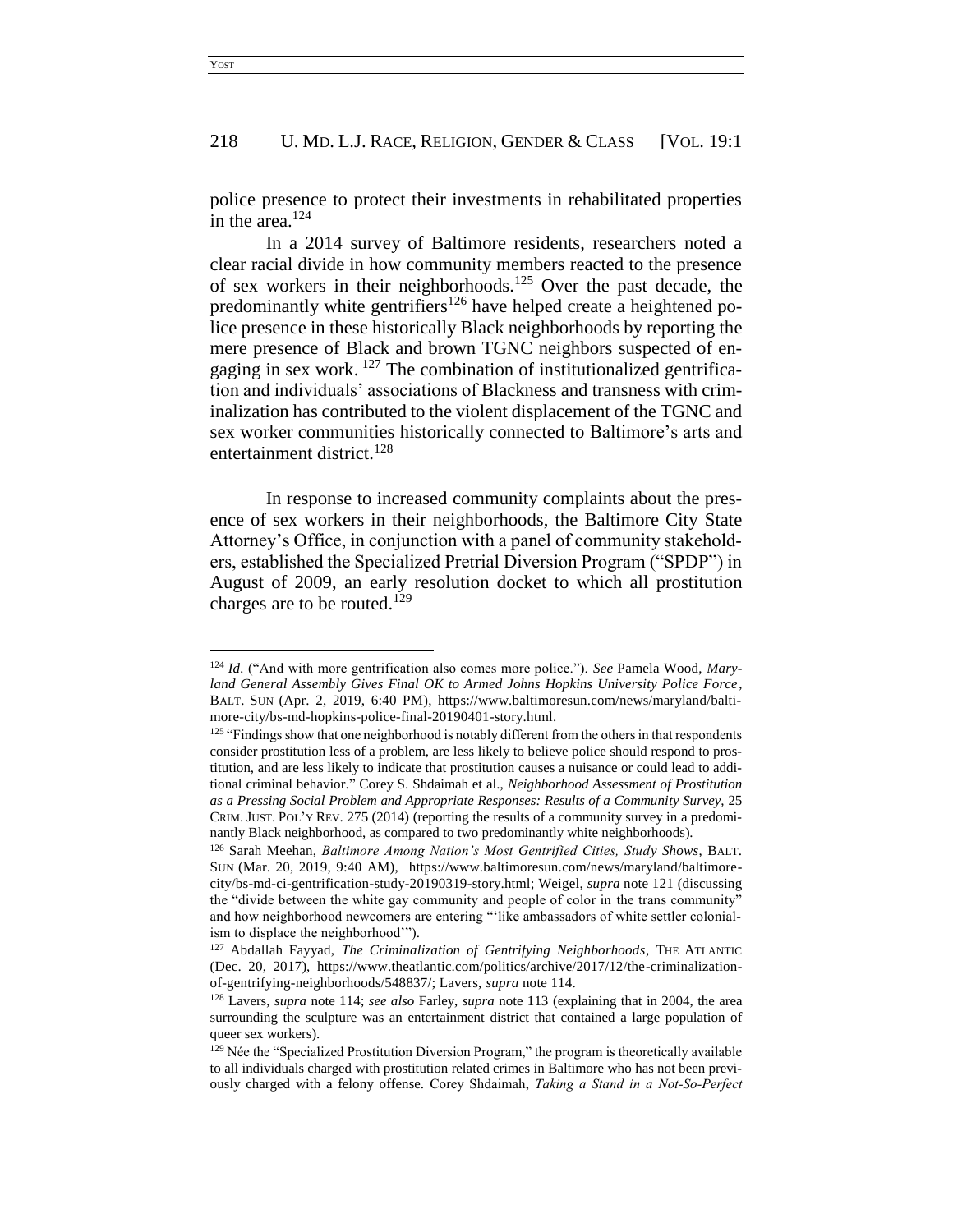police presence to protect their investments in rehabilitated properties in the area.[124]

In a 2014 survey of Baltimore residents, researchers noted a clear racial divide in how community members reacted to the presence of sex workers in their neighborhoods.[125] Over the past decade, the predominantly white gentrifiers[126] have helped create a heightened police presence in these historically Black neighborhoods by reporting the mere presence of Black and brown TGNC neighbors suspected of engaging in sex work.[127] The combination of institutionalized gentrification and individuals' associations of Blackness and transness with criminalization has contributed to the violent displacement of the TGNC and sex worker communities historically connected to Baltimore's arts and entertainment district.[128]

In response to increased community complaints about the presence of sex workers in their neighborhoods, the Baltimore City State Attorney's Office, in conjunction with a panel of community stakeholders, established the Specialized Pretrial Diversion Program ("SPDP") in August of 2009, an early resolution docket to which all prostitution charges are to be routed.[129]

---

[124] *Id.* ("And with more gentrification also comes more police."). *See* Pamela Wood, *Maryland General Assembly Gives Final OK to Armed Johns Hopkins University Police Force*, BALT. SUN (Apr. 2, 2019, 6:40 PM), https://www.baltimoresun.com/news/maryland/baltimore-city/bs-md-hopkins-police-final-20190401-story.html.

[125] "Findings show that one neighborhood is notably different from the others in that respondents consider prostitution less of a problem, are less likely to believe police should respond to prostitution, and are less likely to indicate that prostitution causes a nuisance or could lead to additional criminal behavior." Corey S. Shdaimah et al., *Neighborhood Assessment of Prostitution as a Pressing Social Problem and Appropriate Responses: Results of a Community Survey*, 25 CRIM. JUST. POL'Y REV. 275 (2014) (reporting the results of a community survey in a predominantly Black neighborhood, as compared to two predominantly white neighborhoods).

[126] Sarah Meehan, *Baltimore Among Nation's Most Gentrified Cities, Study Shows*, BALT. SUN (Mar. 20, 2019, 9:40 AM), https://www.baltimoresun.com/news/maryland/baltimore-city/bs-md-ci-gentrification-study-20190319-story.html; Weigel, *supra* note 121 (discussing the "divide between the white gay community and people of color in the trans community" and how neighborhood newcomers are entering "'like ambassadors of white settler colonialism to displace the neighborhood'").

[127] Abdallah Fayyad, *The Criminalization of Gentrifying Neighborhoods*, THE ATLANTIC (Dec. 20, 2017), https://www.theatlantic.com/politics/archive/2017/12/the-criminalization-of-gentrifying-neighborhoods/548837/; Lavers, *supra* note 114.

[128] Lavers, *supra* note 114; *see also* Farley, *supra* note 113 (explaining that in 2004, the area surrounding the sculpture was an entertainment district that contained a large population of queer sex workers).

[129] Née the "Specialized Prostitution Diversion Program," the program is theoretically available to all individuals charged with prostitution related crimes in Baltimore who has not been previously charged with a felony offense. Corey Shdaimah, *Taking a Stand in a Not-So-Perfect*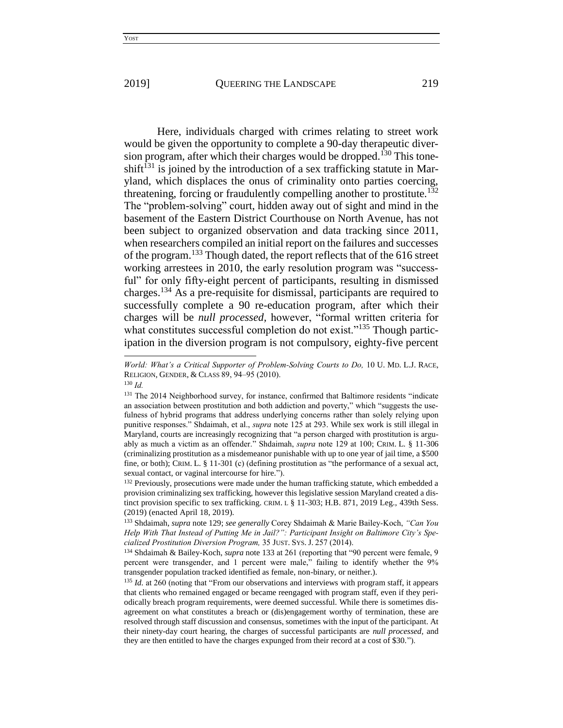Here, individuals charged with crimes relating to street work would be given the opportunity to complete a 90-day therapeutic diversion program, after which their charges would be dropped.[130] This tone-shift[131] is joined by the introduction of a sex trafficking statute in Maryland, which displaces the onus of criminality onto parties coercing, threatening, forcing or fraudulently compelling another to prostitute.[132] The "problem-solving" court, hidden away out of sight and mind in the basement of the Eastern District Courthouse on North Avenue, has not been subject to organized observation and data tracking since 2011, when researchers compiled an initial report on the failures and successes of the program.[133] Though dated, the report reflects that of the 616 street working arrestees in 2010, the early resolution program was "successful" for only fifty-eight percent of participants, resulting in dismissed charges.[134] As a pre-requisite for dismissal, participants are required to successfully complete a 90 re-education program, after which their charges will be *null processed*, however, "formal written criteria for what constitutes successful completion do not exist."[135] Though participation in the diversion program is not compulsory, eighty-five percent

---

*World: What's a Critical Supporter of Problem-Solving Courts to Do,* 10 U. MD. L.J. RACE, RELIGION, GENDER, & CLASS 89, 94–95 (2010).

[130] *Id.*

[131] The 2014 Neighborhood survey, for instance, confirmed that Baltimore residents "indicate an association between prostitution and both addiction and poverty," which "suggests the usefulness of hybrid programs that address underlying concerns rather than solely relying upon punitive responses." Shdaimah, et al., *supra* note 125 at 293. While sex work is still illegal in Maryland, courts are increasingly recognizing that "a person charged with prostitution is arguably as much a victim as an offender." Shdaimah, *supra* note 129 at 100; CRIM. L. § 11-306 (criminalizing prostitution as a misdemeanor punishable with up to one year of jail time, a $500 fine, or both); CRIM. L. § 11-301 (c) (defining prostitution as "the performance of a sexual act, sexual contact, or vaginal intercourse for hire.").

[132] Previously, prosecutions were made under the human trafficking statute, which embedded a provision criminalizing sex trafficking, however this legislative session Maryland created a distinct provision specific to sex trafficking. CRIM. L § 11-303; H.B. 871, 2019 Leg., 439th Sess. (2019) (enacted April 18, 2019).

[133] Shdaimah, *supra* note 129; *see generally* Corey Shdaimah & Marie Bailey-Koch, *"Can You Help With That Instead of Putting Me in Jail?": Participant Insight on Baltimore City's Specialized Prostitution Diversion Program,* 35 JUST. SYS. J. 257 (2014).

[134] Shdaimah & Bailey-Koch, *supra* note 133 at 261 (reporting that "90 percent were female, 9 percent were transgender, and 1 percent were male," failing to identify whether the 9% transgender population tracked identified as female, non-binary, or neither.).

[135] *Id.* at 260 (noting that "From our observations and interviews with program staff, it appears that clients who remained engaged or became reengaged with program staff, even if they periodically breach program requirements, were deemed successful. While there is sometimes disagreement on what constitutes a breach or (dis)engagement worthy of termination, these are resolved through staff discussion and consensus, sometimes with the input of the participant. At their ninety-day court hearing, the charges of successful participants are *null processed*, and they are then entitled to have the charges expunged from their record at a cost of $30.").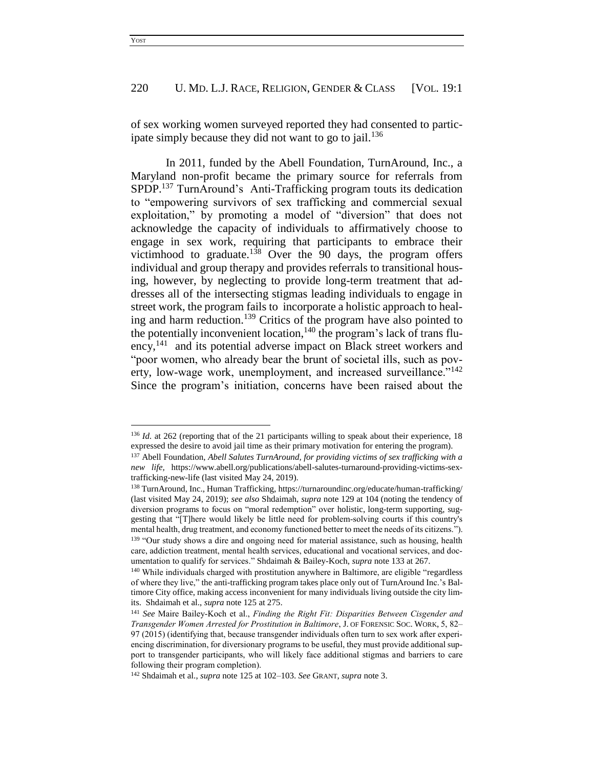of sex working women surveyed reported they had consented to participate simply because they did not want to go to jail.[136]

In 2011, funded by the Abell Foundation, TurnAround, Inc., a Maryland non-profit became the primary source for referrals from SPDP.[137] TurnAround's Anti-Trafficking program touts its dedication to "empowering survivors of sex trafficking and commercial sexual exploitation," by promoting a model of "diversion" that does not acknowledge the capacity of individuals to affirmatively choose to engage in sex work, requiring that participants to embrace their victimhood to graduate.[138] Over the 90 days, the program offers individual and group therapy and provides referrals to transitional housing, however, by neglecting to provide long-term treatment that addresses all of the intersecting stigmas leading individuals to engage in street work, the program fails to incorporate a holistic approach to healing and harm reduction.[139] Critics of the program have also pointed to the potentially inconvenient location,[140] the program's lack of trans fluency,[141] and its potential adverse impact on Black street workers and "poor women, who already bear the brunt of societal ills, such as poverty, low-wage work, unemployment, and increased surveillance."[142] Since the program's initiation, concerns have been raised about the

---

[136] *Id.* at 262 (reporting that of the 21 participants willing to speak about their experience, 18 expressed the desire to avoid jail time as their primary motivation for entering the program).

[137] Abell Foundation, *Abell Salutes TurnAround, for providing victims of sex trafficking with a new life*, https://www.abell.org/publications/abell-salutes-turnaround-providing-victims-sex-trafficking-new-life (last visited May 24, 2019).

[138] TurnAround, Inc., Human Trafficking, https://turnaroundinc.org/educate/human-trafficking/ (last visited May 24, 2019); *see also* Shdaimah, *supra* note 129 at 104 (noting the tendency of diversion programs to focus on "moral redemption" over holistic, long-term supporting, suggesting that "[T]here would likely be little need for problem-solving courts if this country's mental health, drug treatment, and economy functioned better to meet the needs of its citizens.").

[139] "Our study shows a dire and ongoing need for material assistance, such as housing, health care, addiction treatment, mental health services, educational and vocational services, and documentation to qualify for services." Shdaimah & Bailey-Koch, *supra* note 133 at 267.

[140] While individuals charged with prostitution anywhere in Baltimore, are eligible "regardless of where they live," the anti-trafficking program takes place only out of TurnAround Inc.'s Baltimore City office, making access inconvenient for many individuals living outside the city limits. Shdaimah et al., *supra* note 125 at 275.

[141] *See* Maire Bailey-Koch et al., *Finding the Right Fit: Disparities Between Cisgender and Transgender Women Arrested for Prostitution in Baltimore*, J. OF FORENSIC SOC. WORK, 5, 82–97 (2015) (identifying that, because transgender individuals often turn to sex work after experiencing discrimination, for diversionary programs to be useful, they must provide additional support to transgender participants, who will likely face additional stigmas and barriers to care following their program completion).

[142] Shdaimah et al., *supra* note 125 at 102–103. *See* GRANT, *supra* note 3.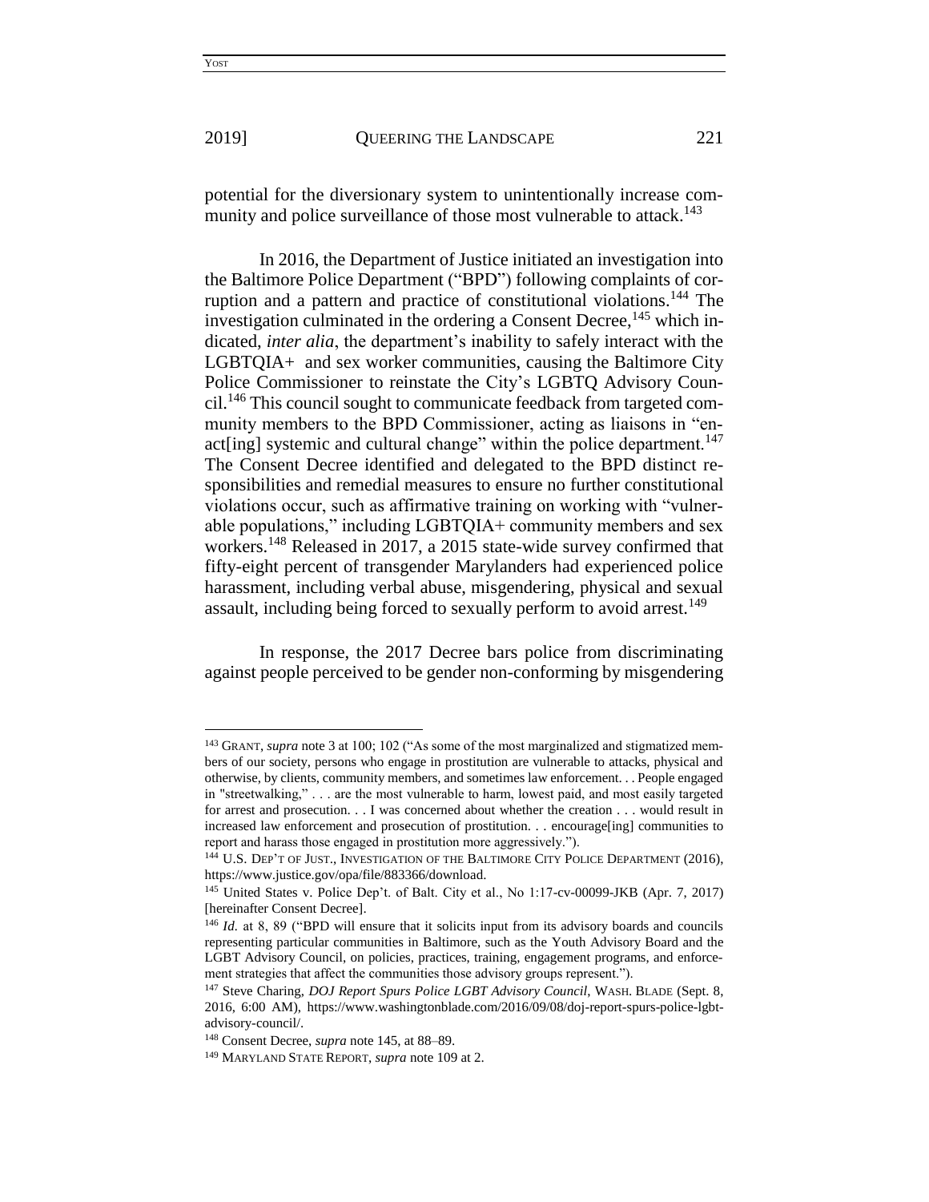potential for the diversionary system to unintentionally increase community and police surveillance of those most vulnerable to attack.[143]

In 2016, the Department of Justice initiated an investigation into the Baltimore Police Department ("BPD") following complaints of corruption and a pattern and practice of constitutional violations.[144] The investigation culminated in the ordering a Consent Decree,[145] which indicated, *inter alia*, the department's inability to safely interact with the LGBTQIA+ and sex worker communities, causing the Baltimore City Police Commissioner to reinstate the City's LGBTQ Advisory Council.[146] This council sought to communicate feedback from targeted community members to the BPD Commissioner, acting as liaisons in "enact[ing] systemic and cultural change" within the police department.[147] The Consent Decree identified and delegated to the BPD distinct responsibilities and remedial measures to ensure no further constitutional violations occur, such as affirmative training on working with "vulnerable populations," including LGBTQIA+ community members and sex workers.[148] Released in 2017, a 2015 state-wide survey confirmed that fifty-eight percent of transgender Marylanders had experienced police harassment, including verbal abuse, misgendering, physical and sexual assault, including being forced to sexually perform to avoid arrest.[149]

In response, the 2017 Decree bars police from discriminating against people perceived to be gender non-conforming by misgendering

---

[143] GRANT, *supra* note 3 at 100; 102 ("As some of the most marginalized and stigmatized members of our society, persons who engage in prostitution are vulnerable to attacks, physical and otherwise, by clients, community members, and sometimes law enforcement. . . People engaged in "streetwalking," . . . are the most vulnerable to harm, lowest paid, and most easily targeted for arrest and prosecution. . . I was concerned about whether the creation . . . would result in increased law enforcement and prosecution of prostitution. . . encourage[ing] communities to report and harass those engaged in prostitution more aggressively.").

[144] U.S. DEP'T OF JUST., INVESTIGATION OF THE BALTIMORE CITY POLICE DEPARTMENT (2016), https://www.justice.gov/opa/file/883366/download.

[145] United States v. Police Dep't. of Balt. City et al., No 1:17-cv-00099-JKB (Apr. 7, 2017) [hereinafter Consent Decree].

[146] *Id.* at 8, 89 ("BPD will ensure that it solicits input from its advisory boards and councils representing particular communities in Baltimore, such as the Youth Advisory Board and the LGBT Advisory Council, on policies, practices, training, engagement programs, and enforcement strategies that affect the communities those advisory groups represent.").

[147] Steve Charing, *DOJ Report Spurs Police LGBT Advisory Council*, WASH. BLADE (Sept. 8, 2016, 6:00 AM), https://www.washingtonblade.com/2016/09/08/doj-report-spurs-police-lgbt-advisory-council/.

[148] Consent Decree, *supra* note 145, at 88–89.

[149] MARYLAND STATE REPORT, *supra* note 109 at 2.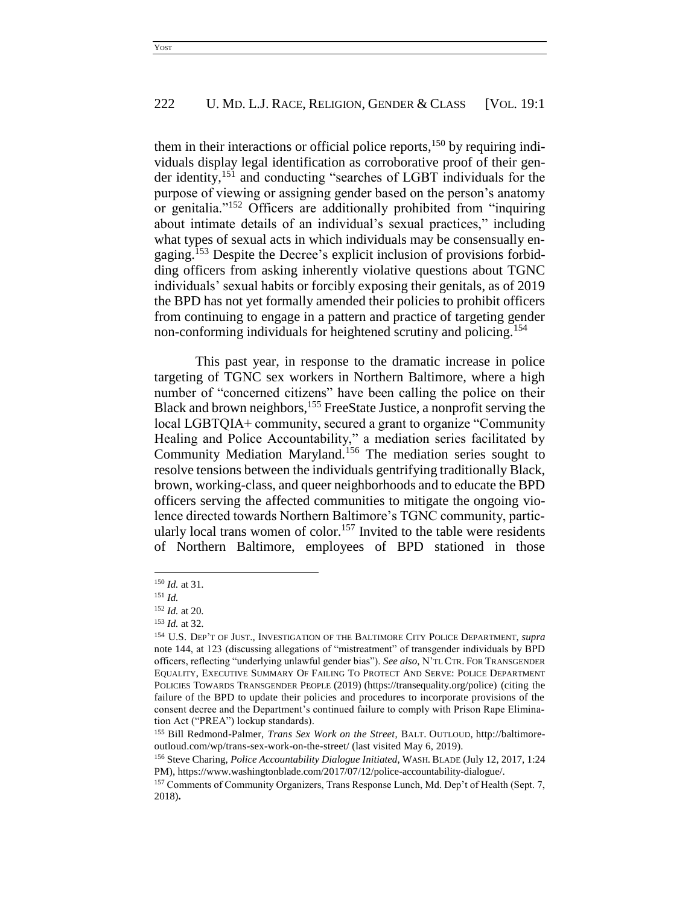them in their interactions or official police reports,[150] by requiring individuals display legal identification as corroborative proof of their gender identity,[151] and conducting "searches of LGBT individuals for the purpose of viewing or assigning gender based on the person's anatomy or genitalia."[152] Officers are additionally prohibited from "inquiring about intimate details of an individual's sexual practices," including what types of sexual acts in which individuals may be consensually engaging.[153] Despite the Decree's explicit inclusion of provisions forbidding officers from asking inherently violative questions about TGNC individuals' sexual habits or forcibly exposing their genitals, as of 2019 the BPD has not yet formally amended their policies to prohibit officers from continuing to engage in a pattern and practice of targeting gender non-conforming individuals for heightened scrutiny and policing.[154]

This past year, in response to the dramatic increase in police targeting of TGNC sex workers in Northern Baltimore, where a high number of "concerned citizens" have been calling the police on their Black and brown neighbors,[155] FreeState Justice, a nonprofit serving the local LGBTQIA+ community, secured a grant to organize "Community Healing and Police Accountability," a mediation series facilitated by Community Mediation Maryland.[156] The mediation series sought to resolve tensions between the individuals gentrifying traditionally Black, brown, working-class, and queer neighborhoods and to educate the BPD officers serving the affected communities to mitigate the ongoing violence directed towards Northern Baltimore's TGNC community, particularly local trans women of color.[157] Invited to the table were residents of Northern Baltimore, employees of BPD stationed in those

---

[150] *Id.* at 31.

[151] *Id.*

[152] *Id.* at 20.

[153] *Id.* at 32.

[154] U.S. DEP'T OF JUST., INVESTIGATION OF THE BALTIMORE CITY POLICE DEPARTMENT, *supra* note 144, at 123 (discussing allegations of "mistreatment" of transgender individuals by BPD officers, reflecting "underlying unlawful gender bias"). *See also*, N'TL CTR. FOR TRANSGENDER EQUALITY, EXECUTIVE SUMMARY OF FAILING TO PROTECT AND SERVE: POLICE DEPARTMENT POLICIES TOWARDS TRANSGENDER PEOPLE (2019) (https://transequality.org/police) (citing the failure of the BPD to update their policies and procedures to incorporate provisions of the consent decree and the Department's continued failure to comply with Prison Rape Elimination Act ("PREA") lockup standards).

[155] Bill Redmond-Palmer, *Trans Sex Work on the Street*, BALT. OUTLOUD, http://baltimoreoutloud.com/wp/trans-sex-work-on-the-street/ (last visited May 6, 2019).

[156] Steve Charing, *Police Accountability Dialogue Initiated*, WASH. BLADE (July 12, 2017, 1:24 PM), https://www.washingtonblade.com/2017/07/12/police-accountability-dialogue/.

[157] Comments of Community Organizers, Trans Response Lunch, Md. Dep't of Health (Sept. 7, 2018).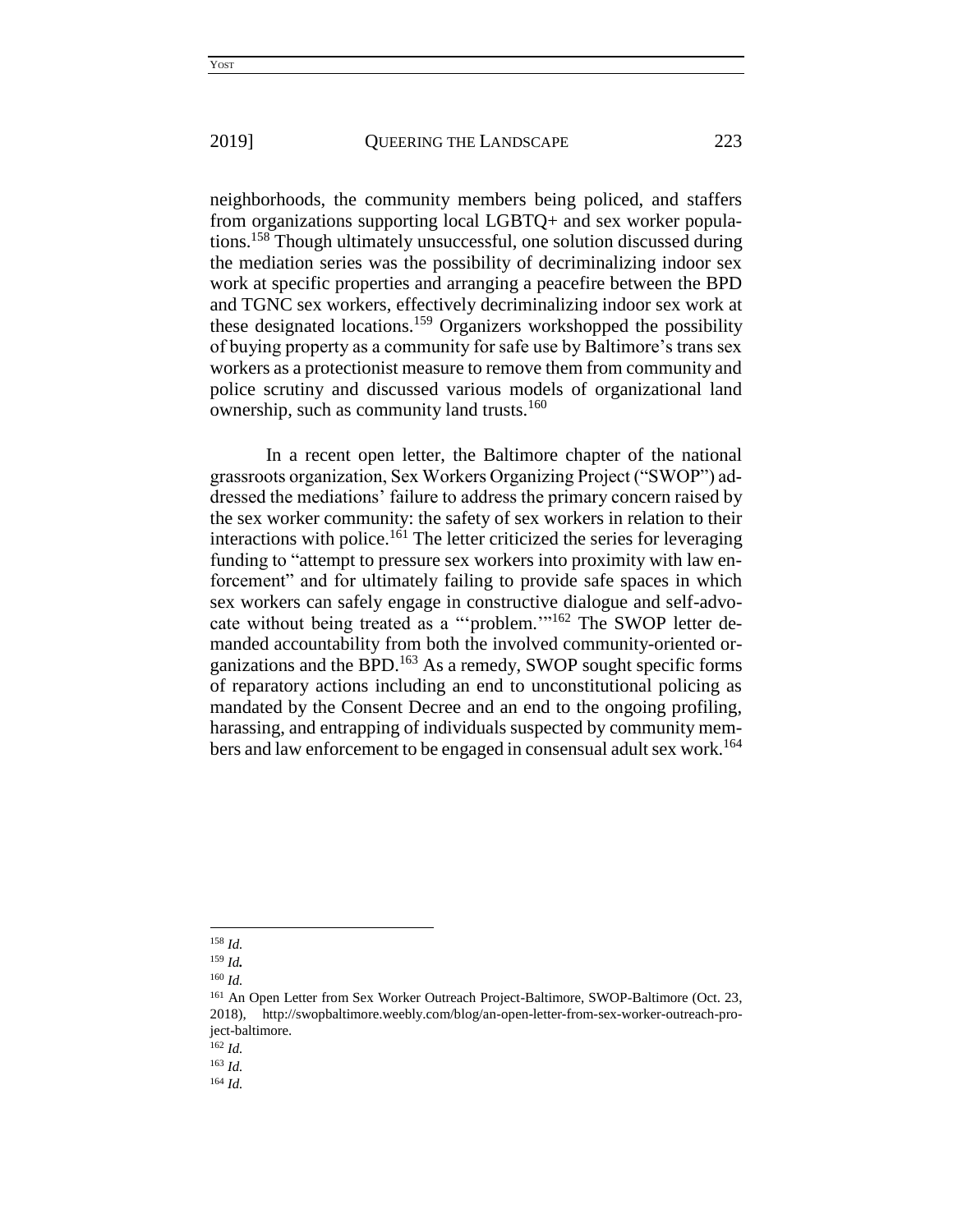neighborhoods, the community members being policed, and staffers from organizations supporting local LGBTQ+ and sex worker populations.[158] Though ultimately unsuccessful, one solution discussed during the mediation series was the possibility of decriminalizing indoor sex work at specific properties and arranging a peacefire between the BPD and TGNC sex workers, effectively decriminalizing indoor sex work at these designated locations.[159] Organizers workshopped the possibility of buying property as a community for safe use by Baltimore's trans sex workers as a protectionist measure to remove them from community and police scrutiny and discussed various models of organizational land ownership, such as community land trusts.[160]

In a recent open letter, the Baltimore chapter of the national grassroots organization, Sex Workers Organizing Project ("SWOP") addressed the mediations' failure to address the primary concern raised by the sex worker community: the safety of sex workers in relation to their interactions with police.[161] The letter criticized the series for leveraging funding to "attempt to pressure sex workers into proximity with law enforcement" and for ultimately failing to provide safe spaces in which sex workers can safely engage in constructive dialogue and self-advocate without being treated as a "'problem.'"[162] The SWOP letter demanded accountability from both the involved community-oriented organizations and the BPD.[163] As a remedy, SWOP sought specific forms of reparatory actions including an end to unconstitutional policing as mandated by the Consent Decree and an end to the ongoing profiling, harassing, and entrapping of individuals suspected by community members and law enforcement to be engaged in consensual adult sex work.[164]

---

[158] *Id.*

[159] *Id.*

[160] *Id.*

[161] An Open Letter from Sex Worker Outreach Project-Baltimore, SWOP-Baltimore (Oct. 23, 2018), http://swopbaltimore.weebly.com/blog/an-open-letter-from-sex-worker-outreach-project-baltimore.

[162] *Id.*

[163] *Id.*

[164] *Id.*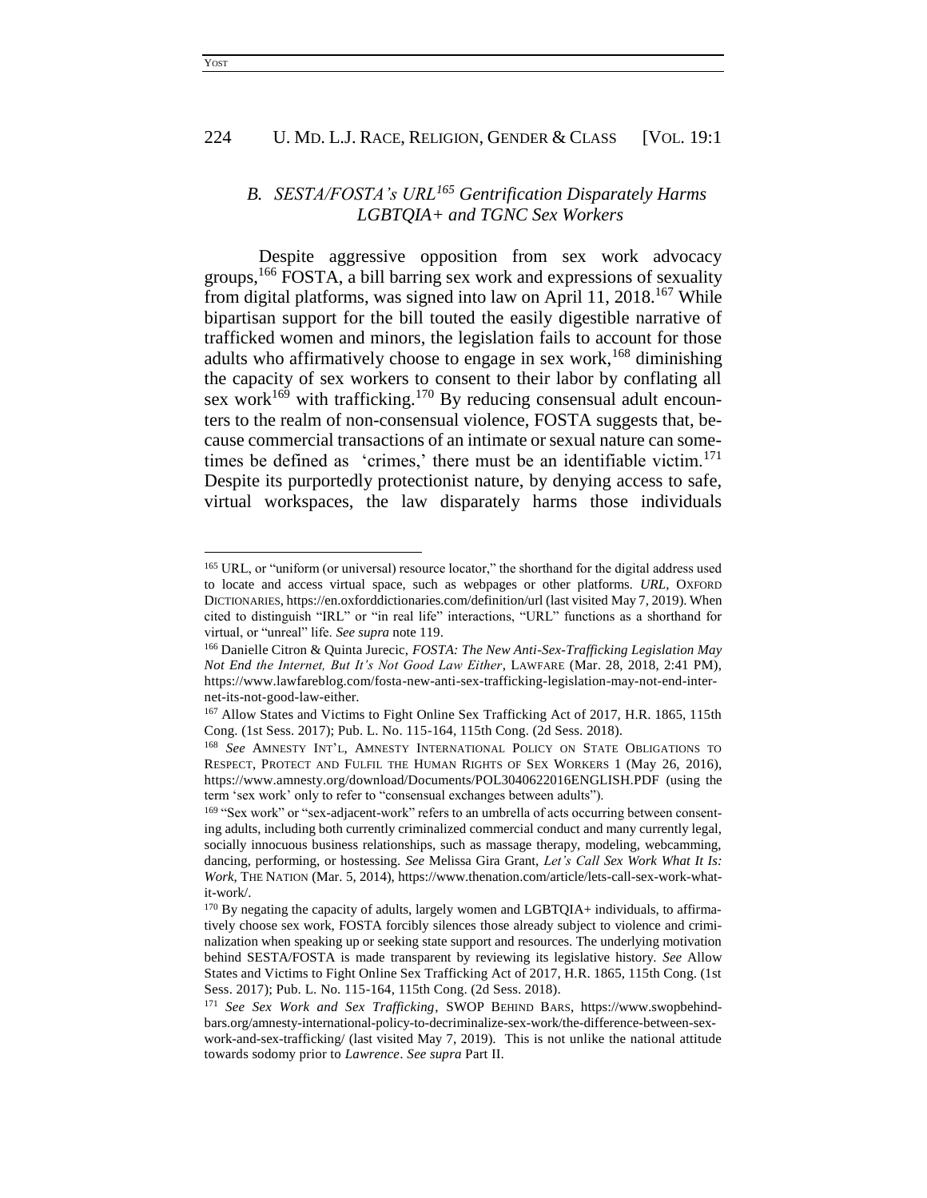### *B. SESTA/FOSTA's URL[165] Gentrification Disparately Harms LGBTQIA+ and TGNC Sex Workers*

Despite aggressive opposition from sex work advocacy groups,[166] FOSTA, a bill barring sex work and expressions of sexuality from digital platforms, was signed into law on April 11, 2018.[167] While bipartisan support for the bill touted the easily digestible narrative of trafficked women and minors, the legislation fails to account for those adults who affirmatively choose to engage in sex work,[168] diminishing the capacity of sex workers to consent to their labor by conflating all sex work[169] with trafficking.[170] By reducing consensual adult encounters to the realm of non-consensual violence, FOSTA suggests that, because commercial transactions of an intimate or sexual nature can sometimes be defined as 'crimes,' there must be an identifiable victim.[171] Despite its purportedly protectionist nature, by denying access to safe, virtual workspaces, the law disparately harms those individuals

---

[165] URL, or "uniform (or universal) resource locator," the shorthand for the digital address used to locate and access virtual space, such as webpages or other platforms. *URL*, OXFORD DICTIONARIES, https://en.oxforddictionaries.com/definition/url (last visited May 7, 2019). When cited to distinguish "IRL" or "in real life" interactions, "URL" functions as a shorthand for virtual, or "unreal" life. *See supra* note 119.

[166] Danielle Citron & Quinta Jurecic, *FOSTA: The New Anti-Sex-Trafficking Legislation May Not End the Internet, But It's Not Good Law Either*, LAWFARE (Mar. 28, 2018, 2:41 PM), https://www.lawfareblog.com/fosta-new-anti-sex-trafficking-legislation-may-not-end-internet-its-not-good-law-either.

[167] Allow States and Victims to Fight Online Sex Trafficking Act of 2017, H.R. 1865, 115th Cong. (1st Sess. 2017); Pub. L. No. 115-164, 115th Cong. (2d Sess. 2018).

[168] *See* AMNESTY INT'L, AMNESTY INTERNATIONAL POLICY ON STATE OBLIGATIONS TO RESPECT, PROTECT AND FULFIL THE HUMAN RIGHTS OF SEX WORKERS 1 (May 26, 2016), https://www.amnesty.org/download/Documents/POL3040622016ENGLISH.PDF (using the term 'sex work' only to refer to "consensual exchanges between adults").

[169] "Sex work" or "sex-adjacent-work" refers to an umbrella of acts occurring between consenting adults, including both currently criminalized commercial conduct and many currently legal, socially innocuous business relationships, such as massage therapy, modeling, webcamming, dancing, performing, or hostessing. *See* Melissa Gira Grant, *Let's Call Sex Work What It Is: Work*, THE NATION (Mar. 5, 2014), https://www.thenation.com/article/lets-call-sex-work-what-it-work/.

[170] By negating the capacity of adults, largely women and LGBTQIA+ individuals, to affirmatively choose sex work, FOSTA forcibly silences those already subject to violence and criminalization when speaking up or seeking state support and resources. The underlying motivation behind SESTA/FOSTA is made transparent by reviewing its legislative history. *See* Allow States and Victims to Fight Online Sex Trafficking Act of 2017, H.R. 1865, 115th Cong. (1st Sess. 2017); Pub. L. No. 115-164, 115th Cong. (2d Sess. 2018).

[171] *See Sex Work and Sex Trafficking*, SWOP BEHIND BARS, https://www.swopbehindbars.org/amnesty-international-policy-to-decriminalize-sex-work/the-difference-between-sex-work-and-sex-trafficking/ (last visited May 7, 2019). This is not unlike the national attitude towards sodomy prior to *Lawrence*. *See supra* Part II.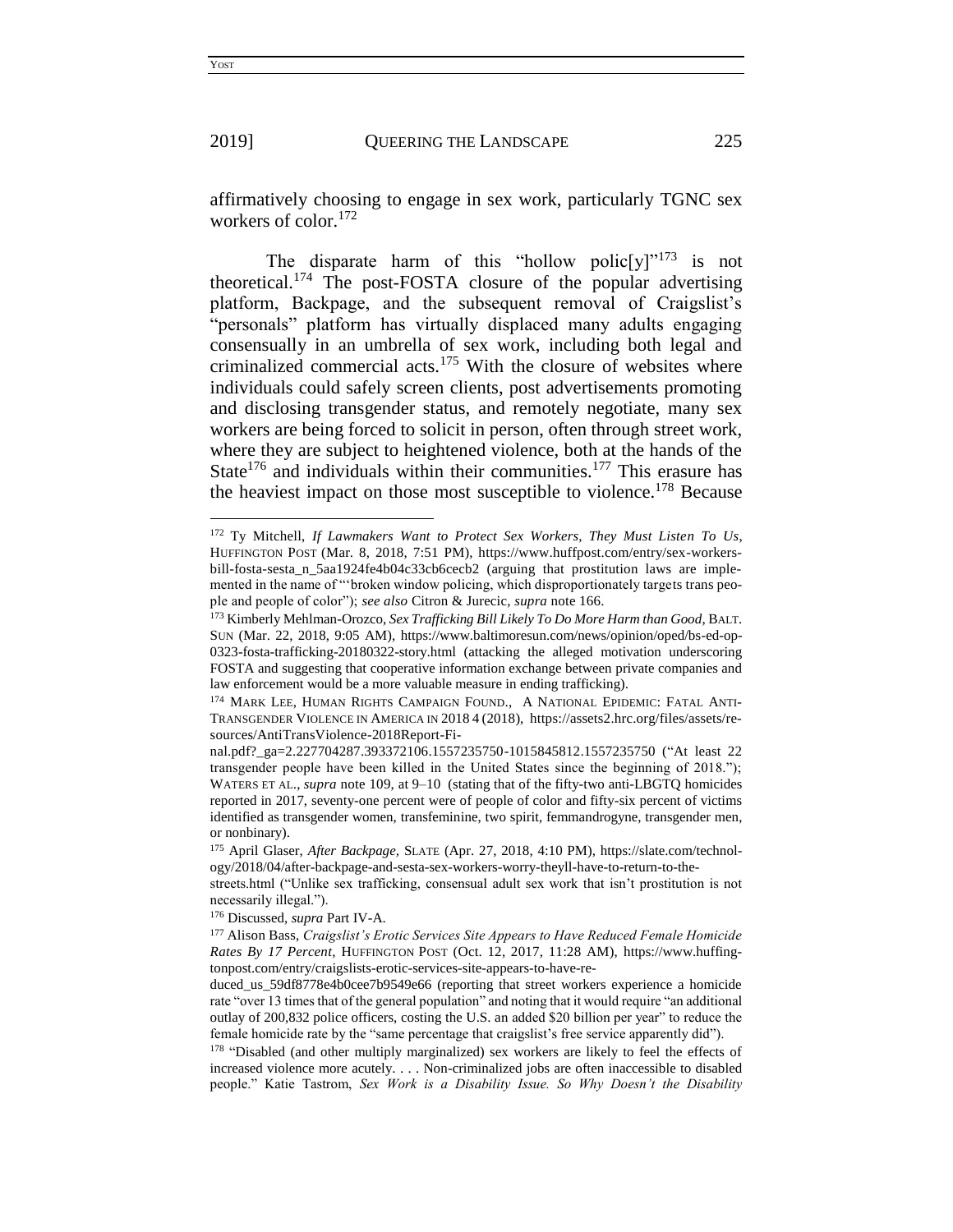affirmatively choosing to engage in sex work, particularly TGNC sex workers of color.[172]

The disparate harm of this "hollow polic[y]"[173] is not theoretical.[174] The post-FOSTA closure of the popular advertising platform, Backpage, and the subsequent removal of Craigslist's "personals" platform has virtually displaced many adults engaging consensually in an umbrella of sex work, including both legal and criminalized commercial acts.[175] With the closure of websites where individuals could safely screen clients, post advertisements promoting and disclosing transgender status, and remotely negotiate, many sex workers are being forced to solicit in person, often through street work, where they are subject to heightened violence, both at the hands of the State[176] and individuals within their communities.[177] This erasure has the heaviest impact on those most susceptible to violence.[178] Because

---

[172] Ty Mitchell, *If Lawmakers Want to Protect Sex Workers, They Must Listen To Us*, HUFFINGTON POST (Mar. 8, 2018, 7:51 PM), https://www.huffpost.com/entry/sex-workers-bill-fosta-sesta_n_5aa1924fe4b04c33cb6cecb2 (arguing that prostitution laws are implemented in the name of "'broken window policing, which disproportionately targets trans people and people of color"); *see also* Citron & Jurecic, *supra* note 166.

[173] Kimberly Mehlman-Orozco, *Sex Trafficking Bill Likely To Do More Harm than Good*, BALT. SUN (Mar. 22, 2018, 9:05 AM), https://www.baltimoresun.com/news/opinion/oped/bs-ed-op-0323-fosta-trafficking-20180322-story.html (attacking the alleged motivation underscoring FOSTA and suggesting that cooperative information exchange between private companies and law enforcement would be a more valuable measure in ending trafficking).

[174] MARK LEE, HUMAN RIGHTS CAMPAIGN FOUND., A NATIONAL EPIDEMIC: FATAL ANTI-TRANSGENDER VIOLENCE IN AMERICA IN 2018 4 (2018), https://assets2.hrc.org/files/assets/resources/AntiTransViolence-2018Report-Final.pdf?_ga=2.227704287.393372106.1557235750-1015845812.1557235750 ("At least 22 transgender people have been killed in the United States since the beginning of 2018."); WATERS ET AL., *supra* note 109, at 9–10 (stating that of the fifty-two anti-LGBTQ homicides reported in 2017, seventy-one percent were of people of color and fifty-six percent of victims identified as transgender women, transfeminine, two spirit, femmandrogyne, transgender men, or nonbinary).

[175] April Glaser, *After Backpage*, SLATE (Apr. 27, 2018, 4:10 PM), https://slate.com/technology/2018/04/after-backpage-and-sesta-sex-workers-worry-theyll-have-to-return-to-the-streets.html ("Unlike sex trafficking, consensual adult sex work that isn't prostitution is not necessarily illegal.").

[176] Discussed, *supra* Part IV-A.

[177] Alison Bass, *Craigslist's Erotic Services Site Appears to Have Reduced Female Homicide Rates By 17 Percent*, HUFFINGTON POST (Oct. 12, 2017, 11:28 AM), https://www.huffingtonpost.com/entry/craigslists-erotic-services-site-appears-to-have-reduced_us_59df8778e4b0cee7b9549e66 (reporting that street workers experience a homicide rate "over 13 times that of the general population" and noting that it would require "an additional outlay of 200,832 police officers, costing the U.S. an added $20 billion per year" to reduce the female homicide rate by the "same percentage that craigslist's free service apparently did").

[178] "Disabled (and other multiply marginalized) sex workers are likely to feel the effects of increased violence more acutely. . . . Non-criminalized jobs are often inaccessible to disabled people." Katie Tastrom, *Sex Work is a Disability Issue. So Why Doesn't the Disability*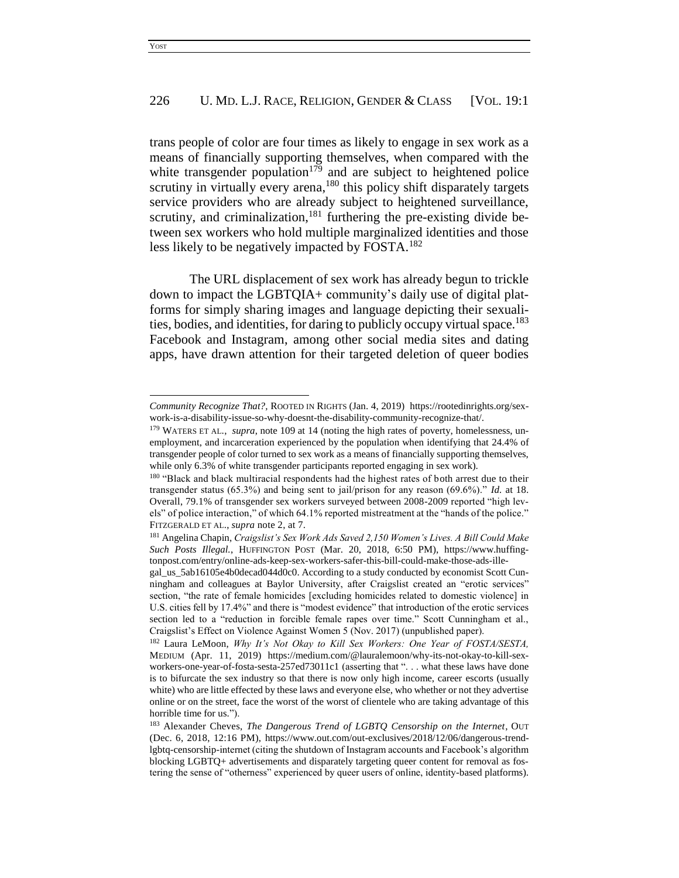trans people of color are four times as likely to engage in sex work as a means of financially supporting themselves, when compared with the white transgender population[179] and are subject to heightened police scrutiny in virtually every arena,[180] this policy shift disparately targets service providers who are already subject to heightened surveillance, scrutiny, and criminalization,[181] furthering the pre-existing divide between sex workers who hold multiple marginalized identities and those less likely to be negatively impacted by FOSTA.[182]

The URL displacement of sex work has already begun to trickle down to impact the LGBTQIA+ community's daily use of digital platforms for simply sharing images and language depicting their sexualities, bodies, and identities, for daring to publicly occupy virtual space.[183] Facebook and Instagram, among other social media sites and dating apps, have drawn attention for their targeted deletion of queer bodies

---

*Community Recognize That?*, ROOTED IN RIGHTS (Jan. 4, 2019) https://rootedinrights.org/sex-work-is-a-disability-issue-so-why-doesnt-the-disability-community-recognize-that/.

[179] WATERS ET AL., *supra*, note 109 at 14 (noting the high rates of poverty, homelessness, unemployment, and incarceration experienced by the population when identifying that 24.4% of transgender people of color turned to sex work as a means of financially supporting themselves, while only 6.3% of white transgender participants reported engaging in sex work).

[180] "Black and black multiracial respondents had the highest rates of both arrest due to their transgender status (65.3%) and being sent to jail/prison for any reason (69.6%)." *Id.* at 18. Overall, 79.1% of transgender sex workers surveyed between 2008-2009 reported "high levels" of police interaction," of which 64.1% reported mistreatment at the "hands of the police." FITZGERALD ET AL., *supra* note 2, at 7.

[181] Angelina Chapin, *Craigslist's Sex Work Ads Saved 2,150 Women's Lives. A Bill Could Make Such Posts Illegal.*, HUFFINGTON POST (Mar. 20, 2018, 6:50 PM), https://www.huffingtonpost.com/entry/online-ads-keep-sex-workers-safer-this-bill-could-make-those-ads-illegal_us_5ab16105e4b0decad044d0c0. According to a study conducted by economist Scott Cunningham and colleagues at Baylor University, after Craigslist created an "erotic services" section, "the rate of female homicides [excluding homicides related to domestic violence] in U.S. cities fell by 17.4%" and there is "modest evidence" that introduction of the erotic services section led to a "reduction in forcible female rapes over time." Scott Cunningham et al., Craigslist's Effect on Violence Against Women 5 (Nov. 2017) (unpublished paper).

[182] Laura LeMoon, *Why It's Not Okay to Kill Sex Workers: One Year of FOSTA/SESTA*, MEDIUM (Apr. 11, 2019) https://medium.com/@lauralemoon/why-its-not-okay-to-kill-sex-workers-one-year-of-fosta-sesta-257ed73011c1 (asserting that ". . . what these laws have done is to bifurcate the sex industry so that there is now only high income, career escorts (usually white) who are little effected by these laws and everyone else, who whether or not they advertise online or on the street, face the worst of the worst of clientele who are taking advantage of this horrible time for us.").

[183] Alexander Cheves, *The Dangerous Trend of LGBTQ Censorship on the Internet*, OUT (Dec. 6, 2018, 12:16 PM), https://www.out.com/out-exclusives/2018/12/06/dangerous-trend-lgbtq-censorship-internet (citing the shutdown of Instagram accounts and Facebook's algorithm blocking LGBTQ+ advertisements and disparately targeting queer content for removal as fostering the sense of "otherness" experienced by queer users of online, identity-based platforms).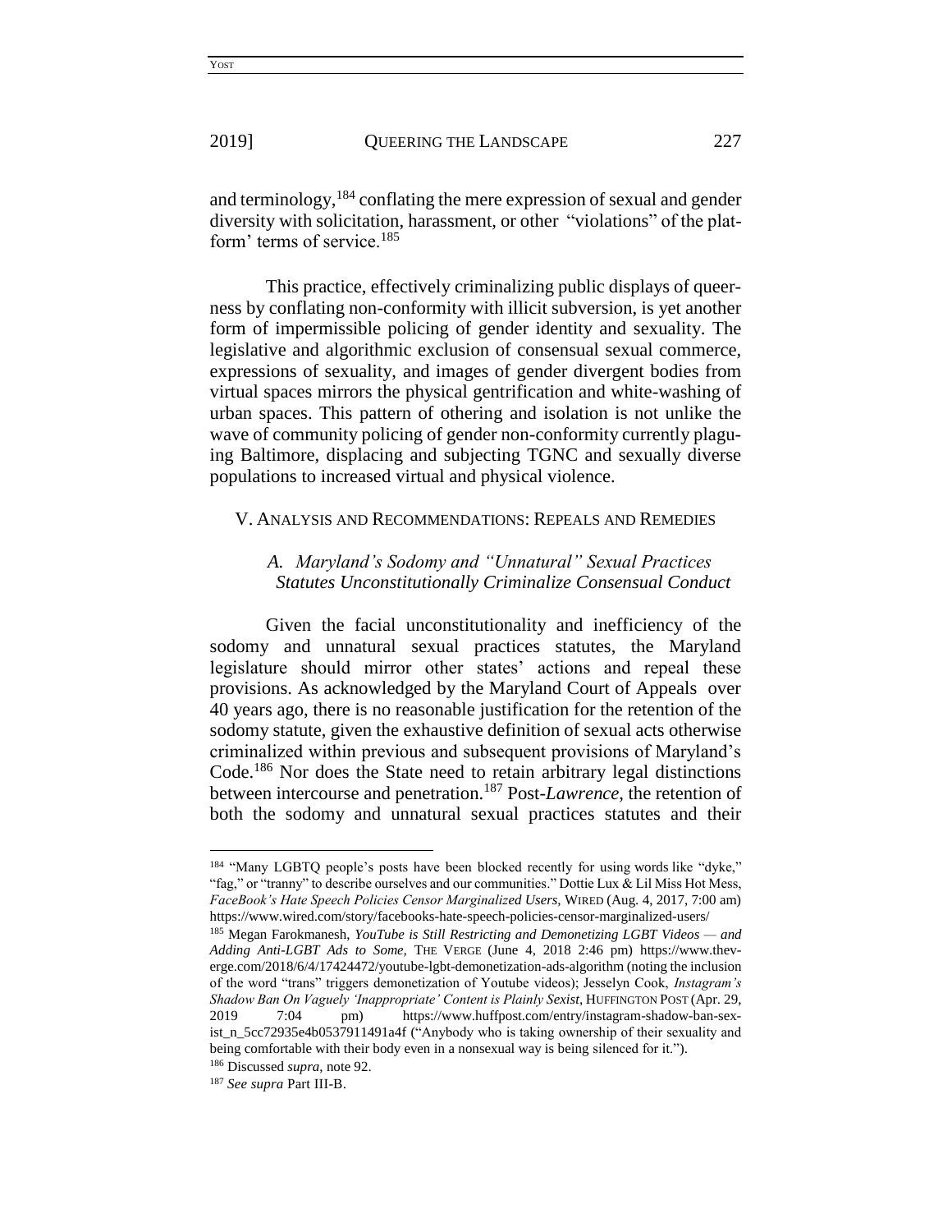and terminology,[184] conflating the mere expression of sexual and gender diversity with solicitation, harassment, or other "violations" of the platform' terms of service.[185]

This practice, effectively criminalizing public displays of queerness by conflating non-conformity with illicit subversion, is yet another form of impermissible policing of gender identity and sexuality. The legislative and algorithmic exclusion of consensual sexual commerce, expressions of sexuality, and images of gender divergent bodies from virtual spaces mirrors the physical gentrification and white-washing of urban spaces. This pattern of othering and isolation is not unlike the wave of community policing of gender non-conformity currently plaguing Baltimore, displacing and subjecting TGNC and sexually diverse populations to increased virtual and physical violence.

## V. ANALYSIS AND RECOMMENDATIONS: REPEALS AND REMEDIES

### *A. Maryland's Sodomy and "Unnatural" Sexual Practices Statutes Unconstitutionally Criminalize Consensual Conduct*

Given the facial unconstitutionality and inefficiency of the sodomy and unnatural sexual practices statutes, the Maryland legislature should mirror other states' actions and repeal these provisions. As acknowledged by the Maryland Court of Appeals over 40 years ago, there is no reasonable justification for the retention of the sodomy statute, given the exhaustive definition of sexual acts otherwise criminalized within previous and subsequent provisions of Maryland's Code.[186] Nor does the State need to retain arbitrary legal distinctions between intercourse and penetration.[187] Post-*Lawrence*, the retention of both the sodomy and unnatural sexual practices statutes and their

---

[184] "Many LGBTQ people's posts have been blocked recently for using words like "dyke," "fag," or "tranny" to describe ourselves and our communities." Dottie Lux & Lil Miss Hot Mess, *FaceBook's Hate Speech Policies Censor Marginalized Users*, WIRED (Aug. 4, 2017, 7:00 am) https://www.wired.com/story/facebooks-hate-speech-policies-censor-marginalized-users/

[185] Megan Farokmanesh, *YouTube is Still Restricting and Demonetizing LGBT Videos — and Adding Anti-LGBT Ads to Some*, THE VERGE (June 4, 2018 2:46 pm) https://www.theverge.com/2018/6/4/17424472/youtube-lgbt-demonetization-ads-algorithm (noting the inclusion of the word "trans" triggers demonetization of Youtube videos); Jesselyn Cook, *Instagram's Shadow Ban On Vaguely 'Inappropriate' Content is Plainly Sexist*, HUFFINGTON POST (Apr. 29, 2019 7:04 pm) https://www.huffpost.com/entry/instagram-shadow-ban-sexist_n_5cc72935e4b0537911491a4f ("Anybody who is taking ownership of their sexuality and being comfortable with their body even in a nonsexual way is being silenced for it.").

[186] Discussed *supra*, note 92.

[187] *See supra* Part III-B.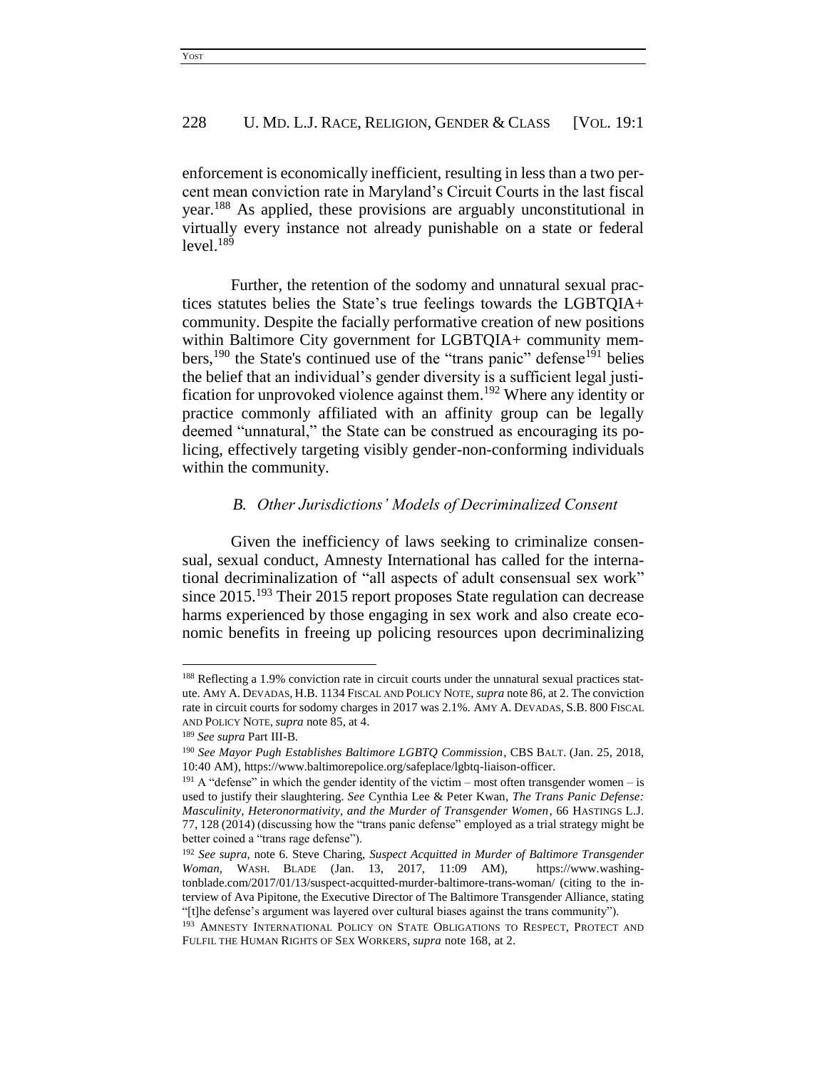enforcement is economically inefficient, resulting in less than a two percent mean conviction rate in Maryland's Circuit Courts in the last fiscal year.[188] As applied, these provisions are arguably unconstitutional in virtually every instance not already punishable on a state or federal level.[189]

Further, the retention of the sodomy and unnatural sexual practices statutes belies the State's true feelings towards the LGBTQIA+ community. Despite the facially performative creation of new positions within Baltimore City government for LGBTQIA+ community members,[190] the State's continued use of the "trans panic" defense[191] belies the belief that an individual's gender diversity is a sufficient legal justification for unprovoked violence against them.[192] Where any identity or practice commonly affiliated with an affinity group can be legally deemed "unnatural," the State can be construed as encouraging its policing, effectively targeting visibly gender-non-conforming individuals within the community.

### *B. Other Jurisdictions' Models of Decriminalized Consent*

Given the inefficiency of laws seeking to criminalize consensual, sexual conduct, Amnesty International has called for the international decriminalization of "all aspects of adult consensual sex work" since 2015.[193] Their 2015 report proposes State regulation can decrease harms experienced by those engaging in sex work and also create economic benefits in freeing up policing resources upon decriminalizing

---

[188] Reflecting a 1.9% conviction rate in circuit courts under the unnatural sexual practices statute. AMY A. DEVADAS, H.B. 1134 FISCAL AND POLICY NOTE, *supra* note 86, at 2. The conviction rate in circuit courts for sodomy charges in 2017 was 2.1%. AMY A. DEVADAS, S.B. 800 FISCAL AND POLICY NOTE, *supra* note 85, at 4.

[189] *See supra* Part III-B.

[190] *See Mayor Pugh Establishes Baltimore LGBTQ Commission*, CBS BALT. (Jan. 25, 2018, 10:40 AM), https://www.baltimorepolice.org/safeplace/lgbtq-liaison-officer.

[191] A "defense" in which the gender identity of the victim – most often transgender women – is used to justify their slaughtering. *See* Cynthia Lee & Peter Kwan, *The Trans Panic Defense: Masculinity, Heteronormativity, and the Murder of Transgender Women*, 66 HASTINGS L.J. 77, 128 (2014) (discussing how the "trans panic defense" employed as a trial strategy might be better coined a "trans rage defense").

[192] *See supra*, note 6. Steve Charing, *Suspect Acquitted in Murder of Baltimore Transgender Woman*, WASH. BLADE (Jan. 13, 2017, 11:09 AM), https://www.washingtonblade.com/2017/01/13/suspect-acquitted-murder-baltimore-trans-woman/ (citing to the interview of Ava Pipitone, the Executive Director of The Baltimore Transgender Alliance, stating "[t]he defense's argument was layered over cultural biases against the trans community").

[193] AMNESTY INTERNATIONAL POLICY ON STATE OBLIGATIONS TO RESPECT, PROTECT AND FULFIL THE HUMAN RIGHTS OF SEX WORKERS, *supra* note 168, at 2.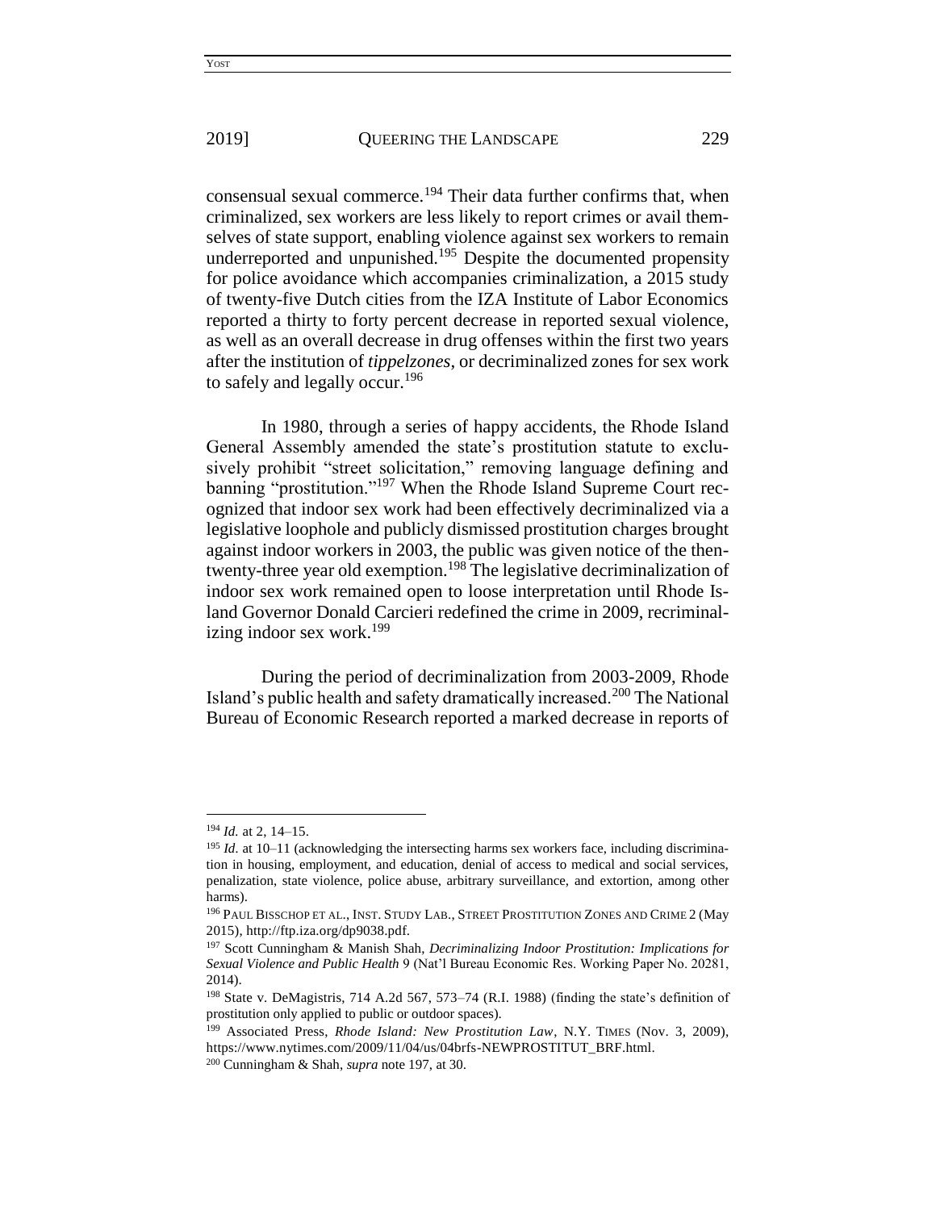consensual sexual commerce.[194] Their data further confirms that, when criminalized, sex workers are less likely to report crimes or avail themselves of state support, enabling violence against sex workers to remain underreported and unpunished.[195] Despite the documented propensity for police avoidance which accompanies criminalization, a 2015 study of twenty-five Dutch cities from the IZA Institute of Labor Economics reported a thirty to forty percent decrease in reported sexual violence, as well as an overall decrease in drug offenses within the first two years after the institution of *tippelzones*, or decriminalized zones for sex work to safely and legally occur.[196]

In 1980, through a series of happy accidents, the Rhode Island General Assembly amended the state's prostitution statute to exclusively prohibit "street solicitation," removing language defining and banning "prostitution."[197] When the Rhode Island Supreme Court recognized that indoor sex work had been effectively decriminalized via a legislative loophole and publicly dismissed prostitution charges brought against indoor workers in 2003, the public was given notice of the then-twenty-three year old exemption.[198] The legislative decriminalization of indoor sex work remained open to loose interpretation until Rhode Island Governor Donald Carcieri redefined the crime in 2009, recriminalizing indoor sex work.[199]

During the period of decriminalization from 2003-2009, Rhode Island's public health and safety dramatically increased.[200] The National Bureau of Economic Research reported a marked decrease in reports of

---

[194] *Id.* at 2, 14–15.

[195] *Id.* at 10–11 (acknowledging the intersecting harms sex workers face, including discrimination in housing, employment, and education, denial of access to medical and social services, penalization, state violence, police abuse, arbitrary surveillance, and extortion, among other harms).

[196] PAUL BISSCHOP ET AL., INST. STUDY LAB., STREET PROSTITUTION ZONES AND CRIME 2 (May 2015), http://ftp.iza.org/dp9038.pdf.

[197] Scott Cunningham & Manish Shah, *Decriminalizing Indoor Prostitution: Implications for Sexual Violence and Public Health* 9 (Nat'l Bureau Economic Res. Working Paper No. 20281, 2014).

[198] State v. DeMagistris, 714 A.2d 567, 573–74 (R.I. 1988) (finding the state's definition of prostitution only applied to public or outdoor spaces).

[199] Associated Press, *Rhode Island: New Prostitution Law*, N.Y. TIMES (Nov. 3, 2009), https://www.nytimes.com/2009/11/04/us/04brfs-NEWPROSTITUT_BRF.html.

[200] Cunningham & Shah, *supra* note 197, at 30.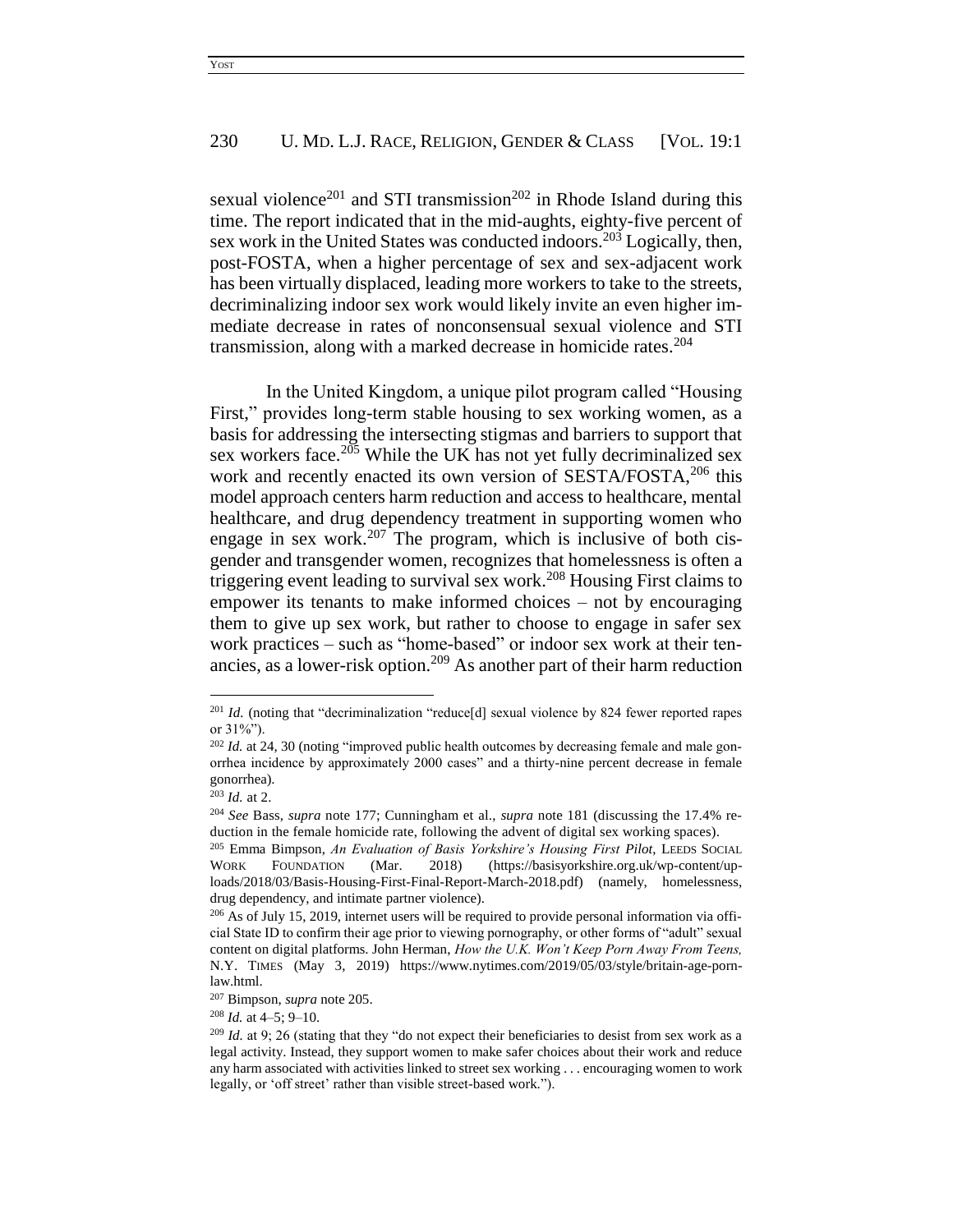sexual violence[201] and STI transmission[202] in Rhode Island during this time. The report indicated that in the mid-aughts, eighty-five percent of sex work in the United States was conducted indoors.[203] Logically, then, post-FOSTA, when a higher percentage of sex and sex-adjacent work has been virtually displaced, leading more workers to take to the streets, decriminalizing indoor sex work would likely invite an even higher immediate decrease in rates of nonconsensual sexual violence and STI transmission, along with a marked decrease in homicide rates.[204]

In the United Kingdom, a unique pilot program called "Housing First," provides long-term stable housing to sex working women, as a basis for addressing the intersecting stigmas and barriers to support that sex workers face.[205] While the UK has not yet fully decriminalized sex work and recently enacted its own version of SESTA/FOSTA,[206] this model approach centers harm reduction and access to healthcare, mental healthcare, and drug dependency treatment in supporting women who engage in sex work.[207] The program, which is inclusive of both cisgender and transgender women, recognizes that homelessness is often a triggering event leading to survival sex work.[208] Housing First claims to empower its tenants to make informed choices – not by encouraging them to give up sex work, but rather to choose to engage in safer sex work practices – such as "home-based" or indoor sex work at their tenancies, as a lower-risk option.[209] As another part of their harm reduction

---

[201] *Id.* (noting that "decriminalization "reduce[d] sexual violence by 824 fewer reported rapes or 31%").

[202] *Id.* at 24, 30 (noting "improved public health outcomes by decreasing female and male gonorrhea incidence by approximately 2000 cases" and a thirty-nine percent decrease in female gonorrhea).

[203] *Id.* at 2.

[204] *See* Bass, *supra* note 177; Cunningham et al., *supra* note 181 (discussing the 17.4% reduction in the female homicide rate, following the advent of digital sex working spaces).

[205] Emma Bimpson, *An Evaluation of Basis Yorkshire's Housing First Pilot*, LEEDS SOCIAL WORK FOUNDATION (Mar. 2018) (https://basisyorkshire.org.uk/wp-content/uploads/2018/03/Basis-Housing-First-Final-Report-March-2018.pdf) (namely, homelessness, drug dependency, and intimate partner violence).

[206] As of July 15, 2019, internet users will be required to provide personal information via official State ID to confirm their age prior to viewing pornography, or other forms of "adult" sexual content on digital platforms. John Herman, *How the U.K. Won't Keep Porn Away From Teens,* N.Y. TIMES (May 3, 2019) https://www.nytimes.com/2019/05/03/style/britain-age-porn-law.html.

[207] Bimpson, *supra* note 205.

[208] *Id.* at 4–5; 9–10.

[209] *Id.* at 9; 26 (stating that they "do not expect their beneficiaries to desist from sex work as a legal activity. Instead, they support women to make safer choices about their work and reduce any harm associated with activities linked to street sex working . . . encouraging women to work legally, or 'off street' rather than visible street-based work.").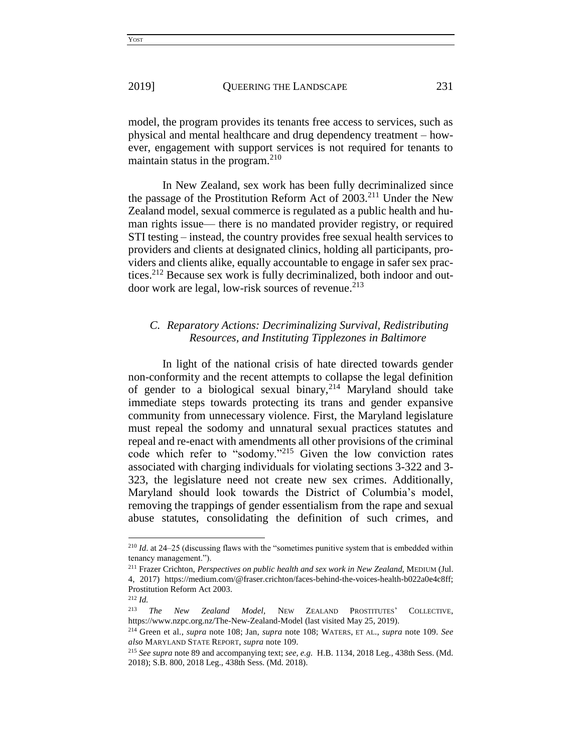model, the program provides its tenants free access to services, such as physical and mental healthcare and drug dependency treatment – however, engagement with support services is not required for tenants to maintain status in the program.[210]

In New Zealand, sex work has been fully decriminalized since the passage of the Prostitution Reform Act of 2003.[211] Under the New Zealand model, sexual commerce is regulated as a public health and human rights issue— there is no mandated provider registry, or required STI testing – instead, the country provides free sexual health services to providers and clients at designated clinics, holding all participants, providers and clients alike, equally accountable to engage in safer sex practices.[212] Because sex work is fully decriminalized, both indoor and outdoor work are legal, low-risk sources of revenue.[213]

### *C. Reparatory Actions: Decriminalizing Survival, Redistributing Resources, and Instituting Tipplezones in Baltimore*

In light of the national crisis of hate directed towards gender non-conformity and the recent attempts to collapse the legal definition of gender to a biological sexual binary,[214] Maryland should take immediate steps towards protecting its trans and gender expansive community from unnecessary violence. First, the Maryland legislature must repeal the sodomy and unnatural sexual practices statutes and repeal and re-enact with amendments all other provisions of the criminal code which refer to "sodomy."[215] Given the low conviction rates associated with charging individuals for violating sections 3-322 and 3-323, the legislature need not create new sex crimes. Additionally, Maryland should look towards the District of Columbia's model, removing the trappings of gender essentialism from the rape and sexual abuse statutes, consolidating the definition of such crimes, and

---

[210] *Id.* at 24–25 (discussing flaws with the "sometimes punitive system that is embedded within tenancy management.").

[211] Frazer Crichton, *Perspectives on public health and sex work in New Zealand*, MEDIUM (Jul. 4, 2017) https://medium.com/@fraser.crichton/faces-behind-the-voices-health-b022a0e4c8ff; Prostitution Reform Act 2003.

[212] *Id.*

[213] *The New Zealand Model*, NEW ZEALAND PROSTITUTES' COLLECTIVE, https://www.nzpc.org.nz/The-New-Zealand-Model (last visited May 25, 2019).

[214] Green et al., *supra* note 108; Jan, *supra* note 108; WATERS, ET AL., *supra* note 109. *See also* MARYLAND STATE REPORT, *supra* note 109.

[215] *See supra* note 89 and accompanying text; *see, e.g.* H.B. 1134, 2018 Leg., 438th Sess. (Md. 2018); S.B. 800, 2018 Leg., 438th Sess. (Md. 2018).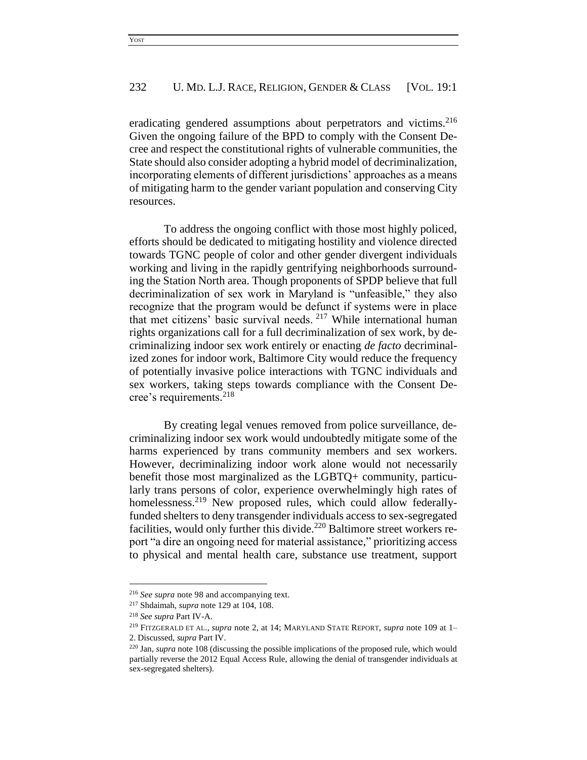eradicating gendered assumptions about perpetrators and victims.[216] Given the ongoing failure of the BPD to comply with the Consent Decree and respect the constitutional rights of vulnerable communities, the State should also consider adopting a hybrid model of decriminalization, incorporating elements of different jurisdictions' approaches as a means of mitigating harm to the gender variant population and conserving City resources.

To address the ongoing conflict with those most highly policed, efforts should be dedicated to mitigating hostility and violence directed towards TGNC people of color and other gender divergent individuals working and living in the rapidly gentrifying neighborhoods surrounding the Station North area. Though proponents of SPDP believe that full decriminalization of sex work in Maryland is "unfeasible," they also recognize that the program would be defunct if systems were in place that met citizens' basic survival needs.[217] While international human rights organizations call for a full decriminalization of sex work, by decriminalizing indoor sex work entirely or enacting *de facto* decriminalized zones for indoor work, Baltimore City would reduce the frequency of potentially invasive police interactions with TGNC individuals and sex workers, taking steps towards compliance with the Consent Decree's requirements.[218]

By creating legal venues removed from police surveillance, decriminalizing indoor sex work would undoubtedly mitigate some of the harms experienced by trans community members and sex workers. However, decriminalizing indoor work alone would not necessarily benefit those most marginalized as the LGBTQ+ community, particularly trans persons of color, experience overwhelmingly high rates of homelessness.[219] New proposed rules, which could allow federally-funded shelters to deny transgender individuals access to sex-segregated facilities, would only further this divide.[220] Baltimore street workers report "a dire an ongoing need for material assistance," prioritizing access to physical and mental health care, substance use treatment, support

---

[216] *See supra* note 98 and accompanying text.

[217] Shdaimah, *supra* note 129 at 104, 108.

[218] *See supra* Part IV-A.

[219] FITZGERALD ET AL., *supra* note 2, at 14; MARYLAND STATE REPORT, *supra* note 109 at 1–2. Discussed, *supra* Part IV.

[220] Jan, *supra* note 108 (discussing the possible implications of the proposed rule, which would partially reverse the 2012 Equal Access Rule, allowing the denial of transgender individuals at sex-segregated shelters).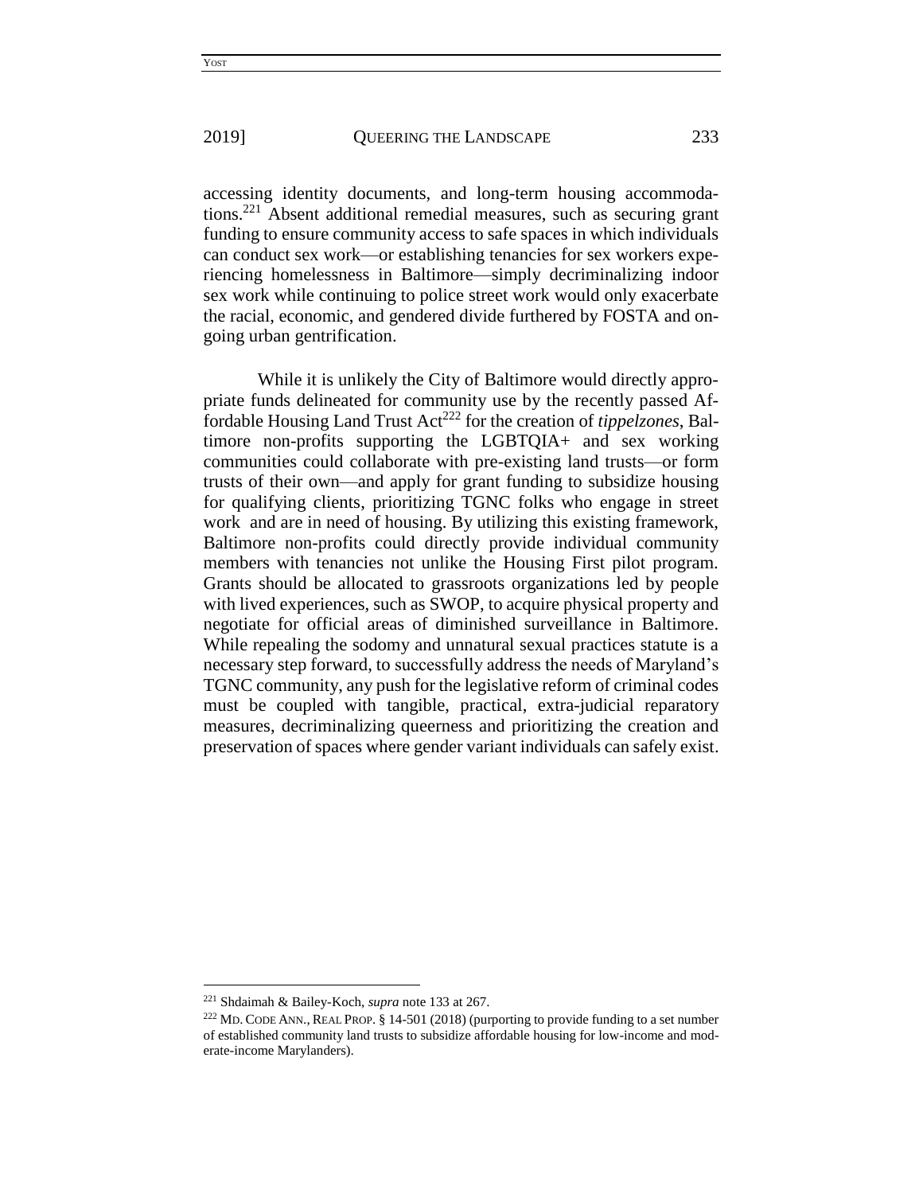accessing identity documents, and long-term housing accommodations.[221] Absent additional remedial measures, such as securing grant funding to ensure community access to safe spaces in which individuals can conduct sex work—or establishing tenancies for sex workers experiencing homelessness in Baltimore—simply decriminalizing indoor sex work while continuing to police street work would only exacerbate the racial, economic, and gendered divide furthered by FOSTA and ongoing urban gentrification.

While it is unlikely the City of Baltimore would directly appropriate funds delineated for community use by the recently passed Affordable Housing Land Trust Act[222] for the creation of *tippelzones*, Baltimore non-profits supporting the LGBTQIA+ and sex working communities could collaborate with pre-existing land trusts—or form trusts of their own—and apply for grant funding to subsidize housing for qualifying clients, prioritizing TGNC folks who engage in street work and are in need of housing. By utilizing this existing framework, Baltimore non-profits could directly provide individual community members with tenancies not unlike the Housing First pilot program. Grants should be allocated to grassroots organizations led by people with lived experiences, such as SWOP, to acquire physical property and negotiate for official areas of diminished surveillance in Baltimore. While repealing the sodomy and unnatural sexual practices statute is a necessary step forward, to successfully address the needs of Maryland's TGNC community, any push for the legislative reform of criminal codes must be coupled with tangible, practical, extra-judicial reparatory measures, decriminalizing queerness and prioritizing the creation and preservation of spaces where gender variant individuals can safely exist.

---

[221] Shdaimah & Bailey-Koch, *supra* note 133 at 267.

[222] MD. CODE ANN., REAL PROP. § 14-501 (2018) (purporting to provide funding to a set number of established community land trusts to subsidize affordable housing for low-income and moderate-income Marylanders).